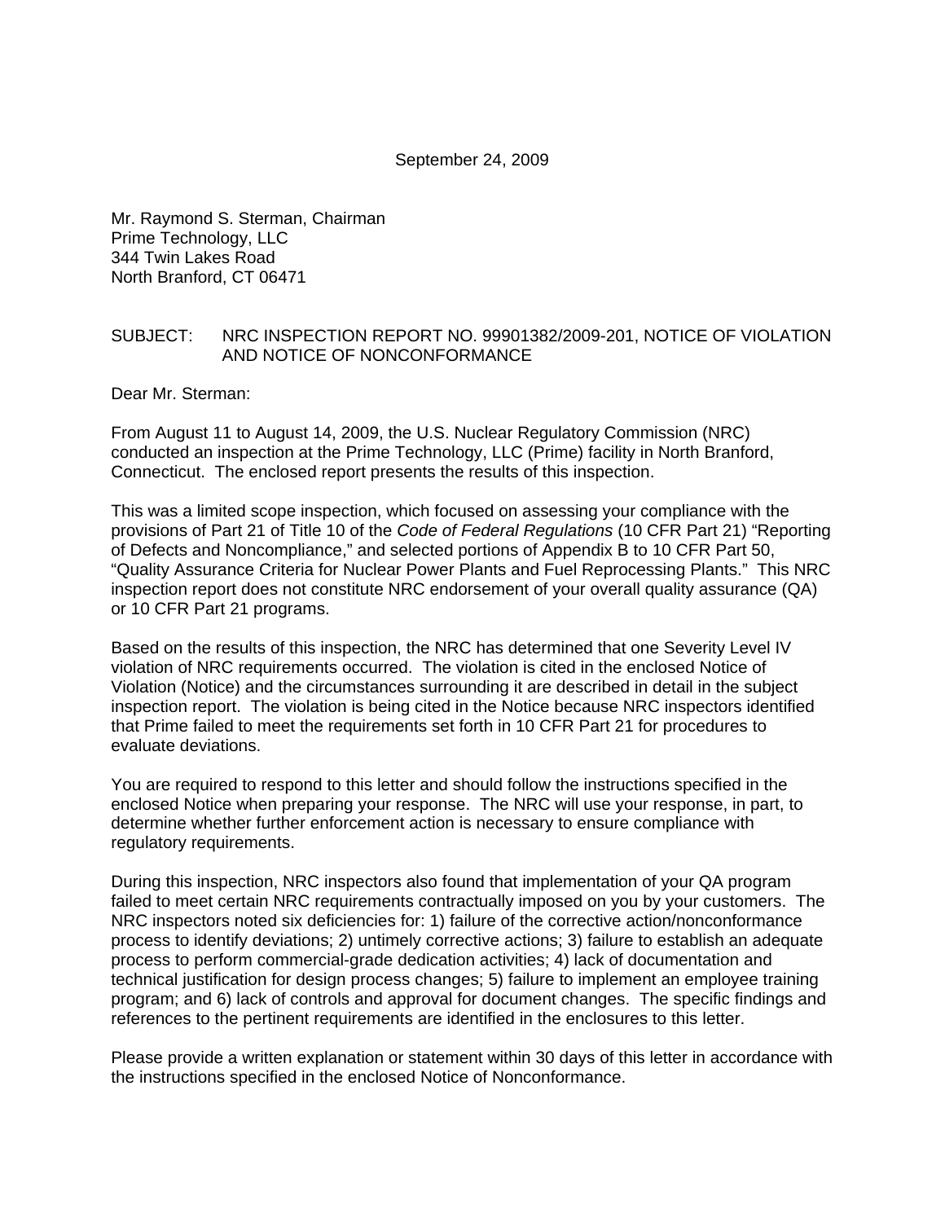September 24, 2009

Mr. Raymond S. Sterman, Chairman
Prime Technology, LLC
344 Twin Lakes Road
North Branford, CT 06471

SUBJECT: NRC INSPECTION REPORT NO. 99901382/2009-201, NOTICE OF VIOLATION AND NOTICE OF NONCONFORMANCE

Dear Mr. Sterman:

From August 11 to August 14, 2009, the U.S. Nuclear Regulatory Commission (NRC) conducted an inspection at the Prime Technology, LLC (Prime) facility in North Branford, Connecticut. The enclosed report presents the results of this inspection.

This was a limited scope inspection, which focused on assessing your compliance with the provisions of Part 21 of Title 10 of the *Code of Federal Regulations* (10 CFR Part 21) "Reporting of Defects and Noncompliance," and selected portions of Appendix B to 10 CFR Part 50, "Quality Assurance Criteria for Nuclear Power Plants and Fuel Reprocessing Plants." This NRC inspection report does not constitute NRC endorsement of your overall quality assurance (QA) or 10 CFR Part 21 programs.

Based on the results of this inspection, the NRC has determined that one Severity Level IV violation of NRC requirements occurred. The violation is cited in the enclosed Notice of Violation (Notice) and the circumstances surrounding it are described in detail in the subject inspection report. The violation is being cited in the Notice because NRC inspectors identified that Prime failed to meet the requirements set forth in 10 CFR Part 21 for procedures to evaluate deviations.

You are required to respond to this letter and should follow the instructions specified in the enclosed Notice when preparing your response. The NRC will use your response, in part, to determine whether further enforcement action is necessary to ensure compliance with regulatory requirements.

During this inspection, NRC inspectors also found that implementation of your QA program failed to meet certain NRC requirements contractually imposed on you by your customers. The NRC inspectors noted six deficiencies for: 1) failure of the corrective action/nonconformance process to identify deviations; 2) untimely corrective actions; 3) failure to establish an adequate process to perform commercial-grade dedication activities; 4) lack of documentation and technical justification for design process changes; 5) failure to implement an employee training program; and 6) lack of controls and approval for document changes. The specific findings and references to the pertinent requirements are identified in the enclosures to this letter.

Please provide a written explanation or statement within 30 days of this letter in accordance with the instructions specified in the enclosed Notice of Nonconformance.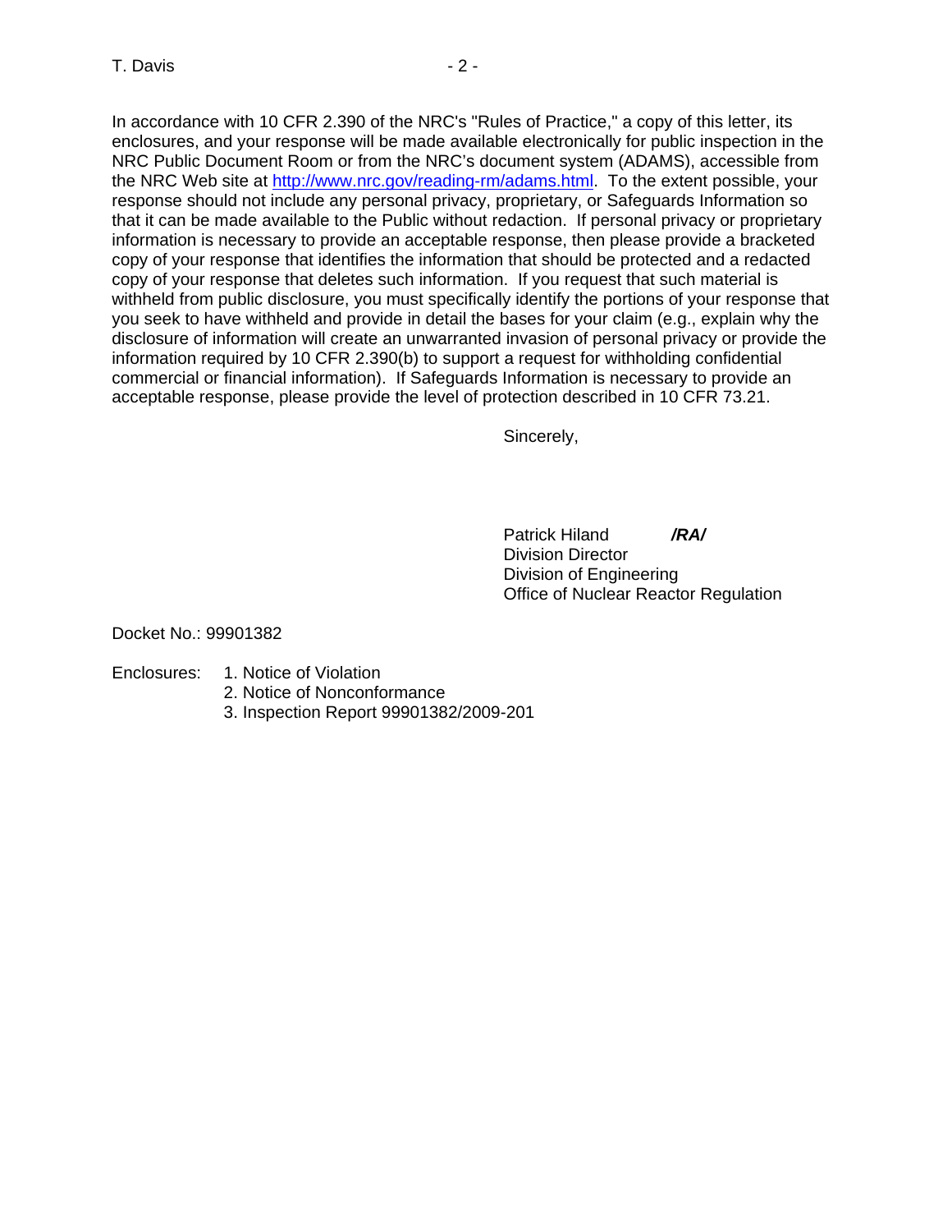In accordance with 10 CFR 2.390 of the NRC's "Rules of Practice," a copy of this letter, its enclosures, and your response will be made available electronically for public inspection in the NRC Public Document Room or from the NRC's document system (ADAMS), accessible from the NRC Web site at http://www.nrc.gov/reading-rm/adams.html. To the extent possible, your response should not include any personal privacy, proprietary, or Safeguards Information so that it can be made available to the Public without redaction. If personal privacy or proprietary information is necessary to provide an acceptable response, then please provide a bracketed copy of your response that identifies the information that should be protected and a redacted copy of your response that deletes such information. If you request that such material is withheld from public disclosure, you must specifically identify the portions of your response that you seek to have withheld and provide in detail the bases for your claim (e.g., explain why the disclosure of information will create an unwarranted invasion of personal privacy or provide the information required by 10 CFR 2.390(b) to support a request for withholding confidential commercial or financial information). If Safeguards Information is necessary to provide an acceptable response, please provide the level of protection described in 10 CFR 73.21.

Sincerely,

Patrick Hiland ***/RA/***
Division Director
Division of Engineering
Office of Nuclear Reactor Regulation

Docket No.: 99901382

Enclosures:
1. Notice of Violation
2. Notice of Nonconformance
3. Inspection Report 99901382/2009-201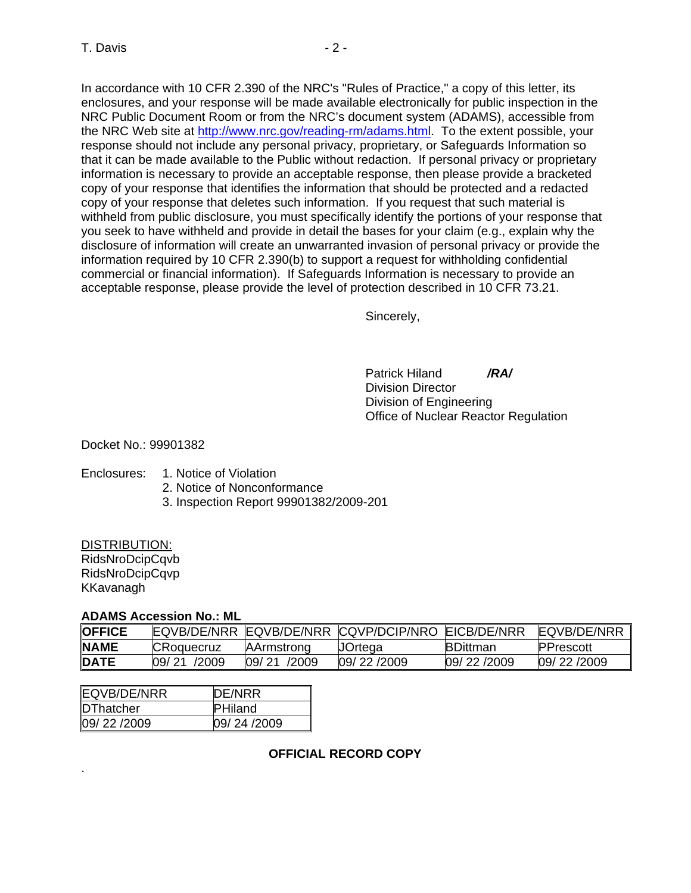In accordance with 10 CFR 2.390 of the NRC's "Rules of Practice," a copy of this letter, its enclosures, and your response will be made available electronically for public inspection in the NRC Public Document Room or from the NRC's document system (ADAMS), accessible from the NRC Web site at http://www.nrc.gov/reading-rm/adams.html. To the extent possible, your response should not include any personal privacy, proprietary, or Safeguards Information so that it can be made available to the Public without redaction. If personal privacy or proprietary information is necessary to provide an acceptable response, then please provide a bracketed copy of your response that identifies the information that should be protected and a redacted copy of your response that deletes such information. If you request that such material is withheld from public disclosure, you must specifically identify the portions of your response that you seek to have withheld and provide in detail the bases for your claim (e.g., explain why the disclosure of information will create an unwarranted invasion of personal privacy or provide the information required by 10 CFR 2.390(b) to support a request for withholding confidential commercial or financial information). If Safeguards Information is necessary to provide an acceptable response, please provide the level of protection described in 10 CFR 73.21.

Sincerely,

Patrick Hiland ***/RA/***
Division Director
Division of Engineering
Office of Nuclear Reactor Regulation

Docket No.: 99901382

Enclosures:
1. Notice of Violation
2. Notice of Nonconformance
3. Inspection Report 99901382/2009-201

DISTRIBUTION:
RidsNroDcipCqvb
RidsNroDcipCqvp
KKavanagh

**ADAMS Accession No.: ML**

| **OFFICE** | EQVB/DE/NRR | EQVB/DE/NRR | CQVP/DCIP/NRO | EICB/DE/NRR | EQVB/DE/NRR |
|---|---|---|---|---|---|
| **NAME** | CRoquecruz | AArmstrong | JOrtega | BDittman | PPrescott |
| **DATE** | 09/ 21 /2009 | 09/ 21 /2009 | 09/ 22 /2009 | 09/ 22 /2009 | 09/ 22 /2009 |

| EQVB/DE/NRR | DE/NRR |
|---|---|
| DThatcher | PHiland |
| 09/ 22 /2009 | 09/ 24 /2009 |

**OFFICIAL RECORD COPY**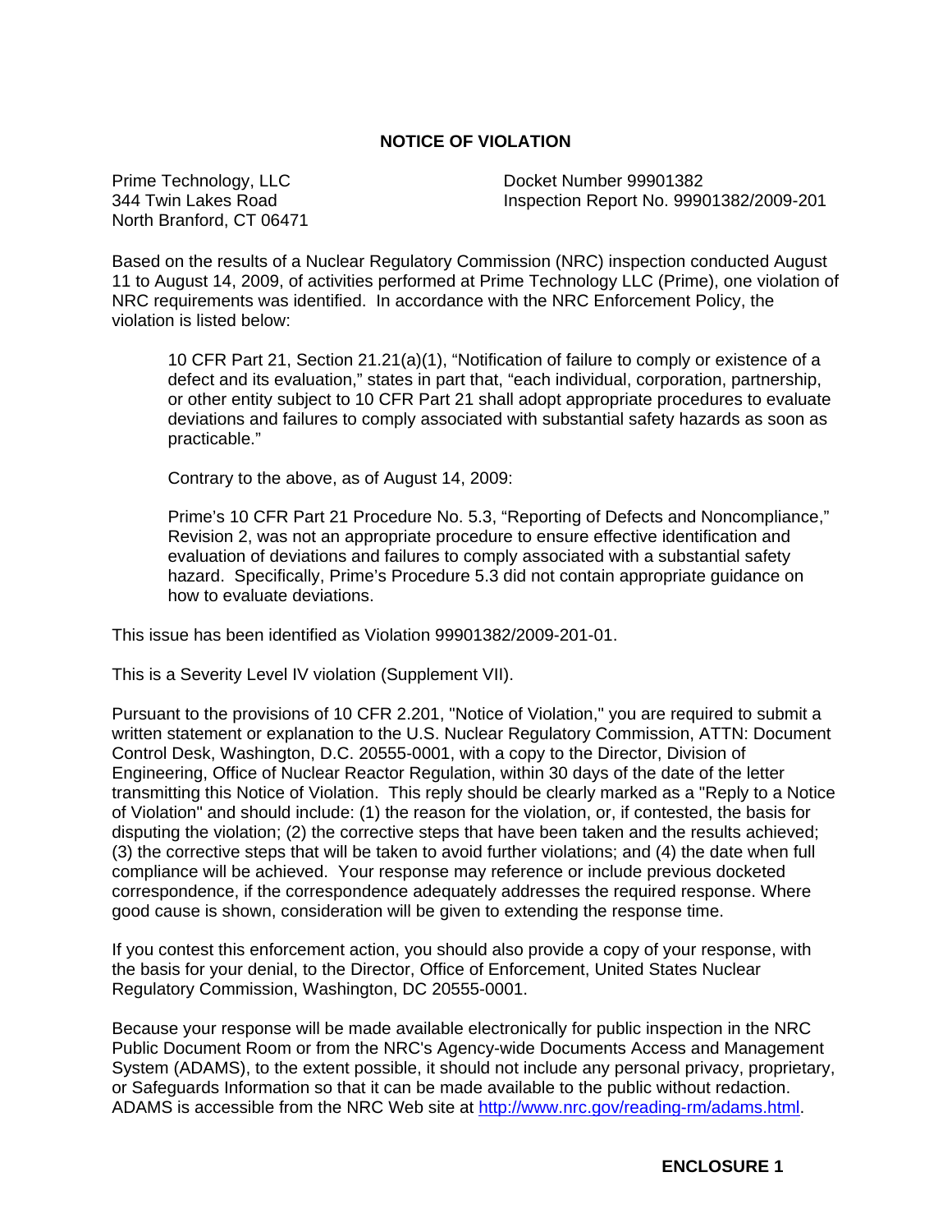# NOTICE OF VIOLATION

Prime Technology, LLC
344 Twin Lakes Road
North Branford, CT 06471

Docket Number 99901382
Inspection Report No. 99901382/2009-201

Based on the results of a Nuclear Regulatory Commission (NRC) inspection conducted August 11 to August 14, 2009, of activities performed at Prime Technology LLC (Prime), one violation of NRC requirements was identified. In accordance with the NRC Enforcement Policy, the violation is listed below:

> 10 CFR Part 21, Section 21.21(a)(1), "Notification of failure to comply or existence of a defect and its evaluation," states in part that, "each individual, corporation, partnership, or other entity subject to 10 CFR Part 21 shall adopt appropriate procedures to evaluate deviations and failures to comply associated with substantial safety hazards as soon as practicable."
>
> Contrary to the above, as of August 14, 2009:
>
> Prime's 10 CFR Part 21 Procedure No. 5.3, "Reporting of Defects and Noncompliance," Revision 2, was not an appropriate procedure to ensure effective identification and evaluation of deviations and failures to comply associated with a substantial safety hazard. Specifically, Prime's Procedure 5.3 did not contain appropriate guidance on how to evaluate deviations.

This issue has been identified as Violation 99901382/2009-201-01.

This is a Severity Level IV violation (Supplement VII).

Pursuant to the provisions of 10 CFR 2.201, "Notice of Violation," you are required to submit a written statement or explanation to the U.S. Nuclear Regulatory Commission, ATTN: Document Control Desk, Washington, D.C. 20555-0001, with a copy to the Director, Division of Engineering, Office of Nuclear Reactor Regulation, within 30 days of the date of the letter transmitting this Notice of Violation. This reply should be clearly marked as a "Reply to a Notice of Violation" and should include: (1) the reason for the violation, or, if contested, the basis for disputing the violation; (2) the corrective steps that have been taken and the results achieved; (3) the corrective steps that will be taken to avoid further violations; and (4) the date when full compliance will be achieved. Your response may reference or include previous docketed correspondence, if the correspondence adequately addresses the required response. Where good cause is shown, consideration will be given to extending the response time.

If you contest this enforcement action, you should also provide a copy of your response, with the basis for your denial, to the Director, Office of Enforcement, United States Nuclear Regulatory Commission, Washington, DC 20555-0001.

Because your response will be made available electronically for public inspection in the NRC Public Document Room or from the NRC's Agency-wide Documents Access and Management System (ADAMS), to the extent possible, it should not include any personal privacy, proprietary, or Safeguards Information so that it can be made available to the public without redaction. ADAMS is accessible from the NRC Web site at http://www.nrc.gov/reading-rm/adams.html.

**ENCLOSURE 1**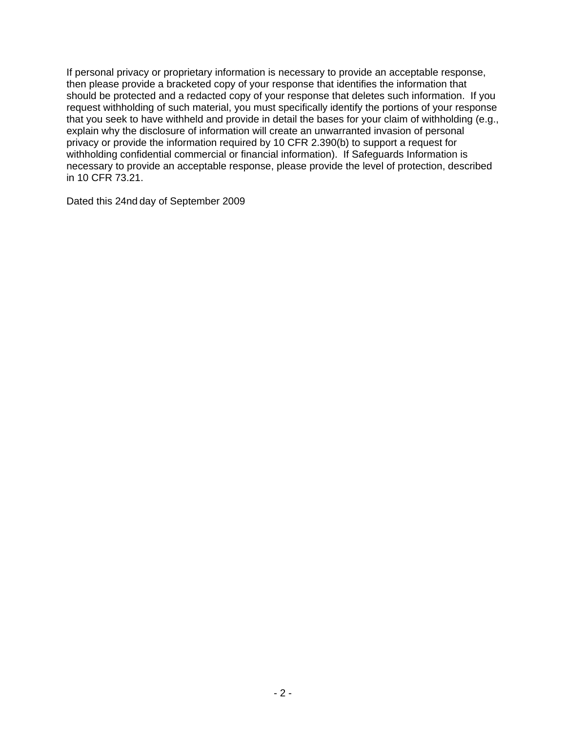If personal privacy or proprietary information is necessary to provide an acceptable response, then please provide a bracketed copy of your response that identifies the information that should be protected and a redacted copy of your response that deletes such information. If you request withholding of such material, you must specifically identify the portions of your response that you seek to have withheld and provide in detail the bases for your claim of withholding (e.g., explain why the disclosure of information will create an unwarranted invasion of personal privacy or provide the information required by 10 CFR 2.390(b) to support a request for withholding confidential commercial or financial information). If Safeguards Information is necessary to provide an acceptable response, please provide the level of protection, described in 10 CFR 73.21.

Dated this 24nd day of September 2009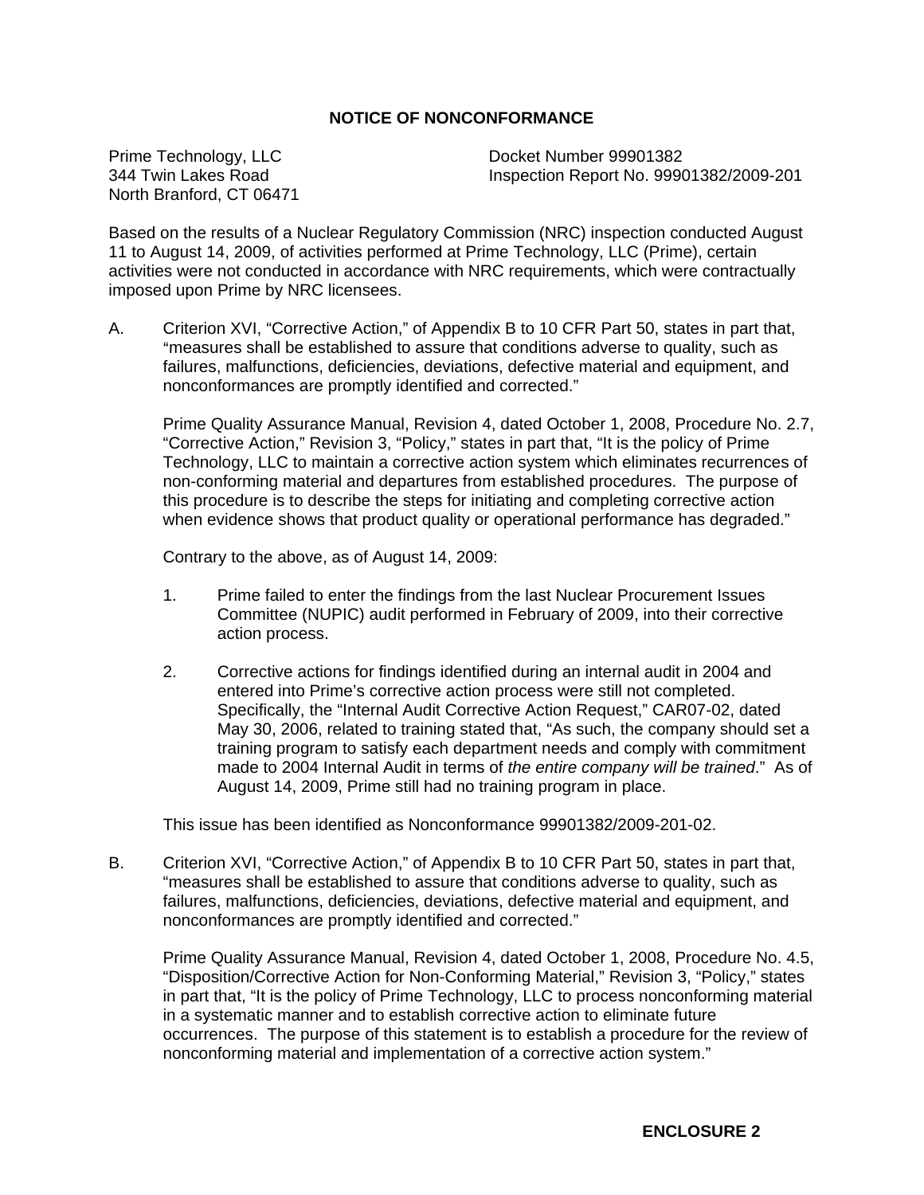## NOTICE OF NONCONFORMANCE

Prime Technology, LLC
344 Twin Lakes Road
North Branford, CT 06471

Docket Number 99901382
Inspection Report No. 99901382/2009-201

Based on the results of a Nuclear Regulatory Commission (NRC) inspection conducted August 11 to August 14, 2009, of activities performed at Prime Technology, LLC (Prime), certain activities were not conducted in accordance with NRC requirements, which were contractually imposed upon Prime by NRC licensees.

A. Criterion XVI, "Corrective Action," of Appendix B to 10 CFR Part 50, states in part that, "measures shall be established to assure that conditions adverse to quality, such as failures, malfunctions, deficiencies, deviations, defective material and equipment, and nonconformances are promptly identified and corrected."

   Prime Quality Assurance Manual, Revision 4, dated October 1, 2008, Procedure No. 2.7, "Corrective Action," Revision 3, "Policy," states in part that, "It is the policy of Prime Technology, LLC to maintain a corrective action system which eliminates recurrences of non-conforming material and departures from established procedures. The purpose of this procedure is to describe the steps for initiating and completing corrective action when evidence shows that product quality or operational performance has degraded."

   Contrary to the above, as of August 14, 2009:

   1. Prime failed to enter the findings from the last Nuclear Procurement Issues Committee (NUPIC) audit performed in February of 2009, into their corrective action process.

   2. Corrective actions for findings identified during an internal audit in 2004 and entered into Prime's corrective action process were still not completed. Specifically, the "Internal Audit Corrective Action Request," CAR07-02, dated May 30, 2006, related to training stated that, "As such, the company should set a training program to satisfy each department needs and comply with commitment made to 2004 Internal Audit in terms of *the entire company will be trained*." As of August 14, 2009, Prime still had no training program in place.

   This issue has been identified as Nonconformance 99901382/2009-201-02.

B. Criterion XVI, "Corrective Action," of Appendix B to 10 CFR Part 50, states in part that, "measures shall be established to assure that conditions adverse to quality, such as failures, malfunctions, deficiencies, deviations, defective material and equipment, and nonconformances are promptly identified and corrected."

   Prime Quality Assurance Manual, Revision 4, dated October 1, 2008, Procedure No. 4.5, "Disposition/Corrective Action for Non-Conforming Material," Revision 3, "Policy," states in part that, "It is the policy of Prime Technology, LLC to process nonconforming material in a systematic manner and to establish corrective action to eliminate future occurrences. The purpose of this statement is to establish a procedure for the review of nonconforming material and implementation of a corrective action system."

**ENCLOSURE 2**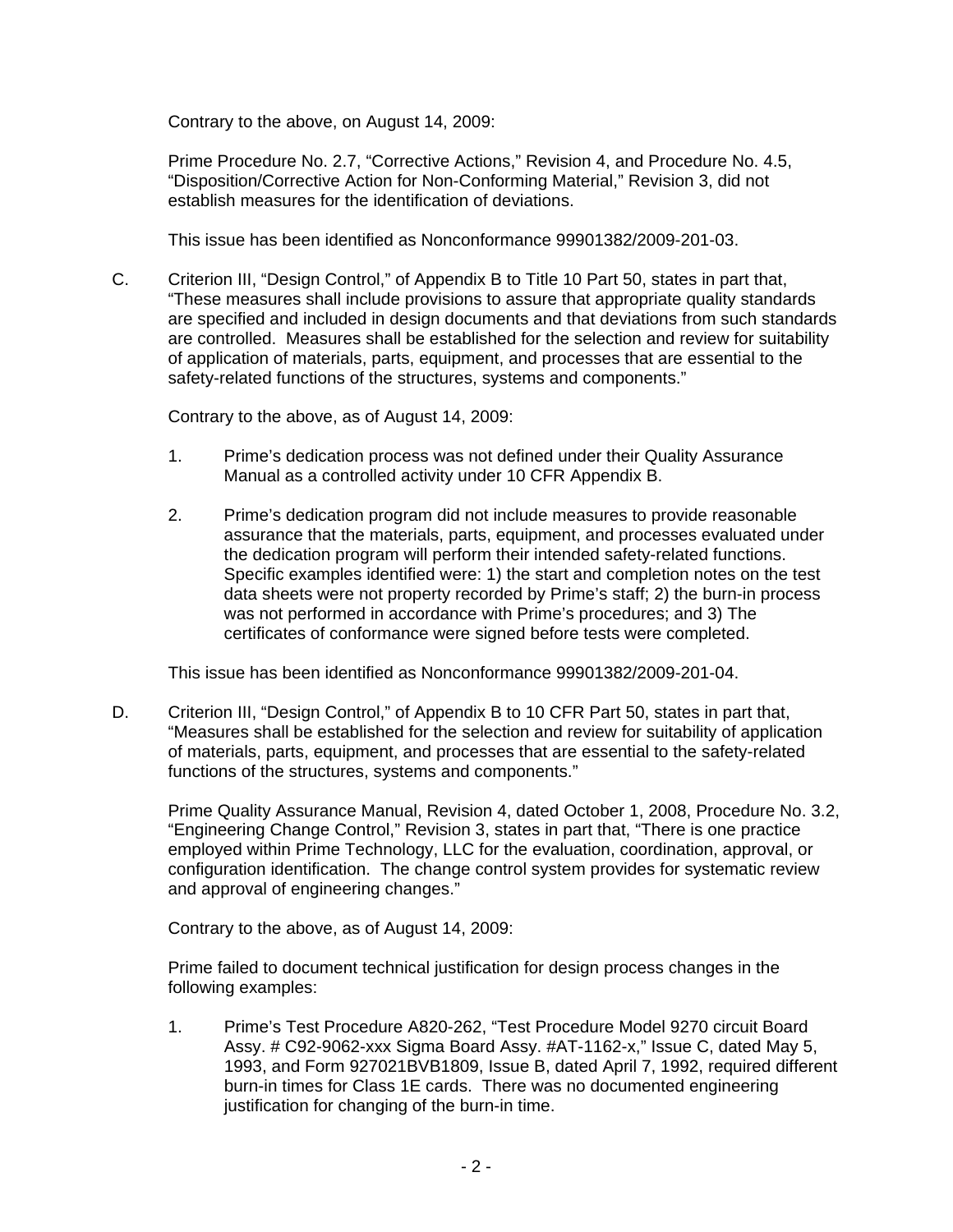Contrary to the above, on August 14, 2009:

Prime Procedure No. 2.7, "Corrective Actions," Revision 4, and Procedure No. 4.5, "Disposition/Corrective Action for Non-Conforming Material," Revision 3, did not establish measures for the identification of deviations.

This issue has been identified as Nonconformance 99901382/2009-201-03.

C. Criterion III, "Design Control," of Appendix B to Title 10 Part 50, states in part that, "These measures shall include provisions to assure that appropriate quality standards are specified and included in design documents and that deviations from such standards are controlled. Measures shall be established for the selection and review for suitability of application of materials, parts, equipment, and processes that are essential to the safety-related functions of the structures, systems and components."

Contrary to the above, as of August 14, 2009:

1. Prime's dedication process was not defined under their Quality Assurance Manual as a controlled activity under 10 CFR Appendix B.

2. Prime's dedication program did not include measures to provide reasonable assurance that the materials, parts, equipment, and processes evaluated under the dedication program will perform their intended safety-related functions. Specific examples identified were: 1) the start and completion notes on the test data sheets were not property recorded by Prime's staff; 2) the burn-in process was not performed in accordance with Prime's procedures; and 3) The certificates of conformance were signed before tests were completed.

This issue has been identified as Nonconformance 99901382/2009-201-04.

D. Criterion III, "Design Control," of Appendix B to 10 CFR Part 50, states in part that, "Measures shall be established for the selection and review for suitability of application of materials, parts, equipment, and processes that are essential to the safety-related functions of the structures, systems and components."

Prime Quality Assurance Manual, Revision 4, dated October 1, 2008, Procedure No. 3.2, "Engineering Change Control," Revision 3, states in part that, "There is one practice employed within Prime Technology, LLC for the evaluation, coordination, approval, or configuration identification. The change control system provides for systematic review and approval of engineering changes."

Contrary to the above, as of August 14, 2009:

Prime failed to document technical justification for design process changes in the following examples:

1. Prime's Test Procedure A820-262, "Test Procedure Model 9270 circuit Board Assy. # C92-9062-xxx Sigma Board Assy. #AT-1162-x," Issue C, dated May 5, 1993, and Form 927021BVB1809, Issue B, dated April 7, 1992, required different burn-in times for Class 1E cards. There was no documented engineering justification for changing of the burn-in time.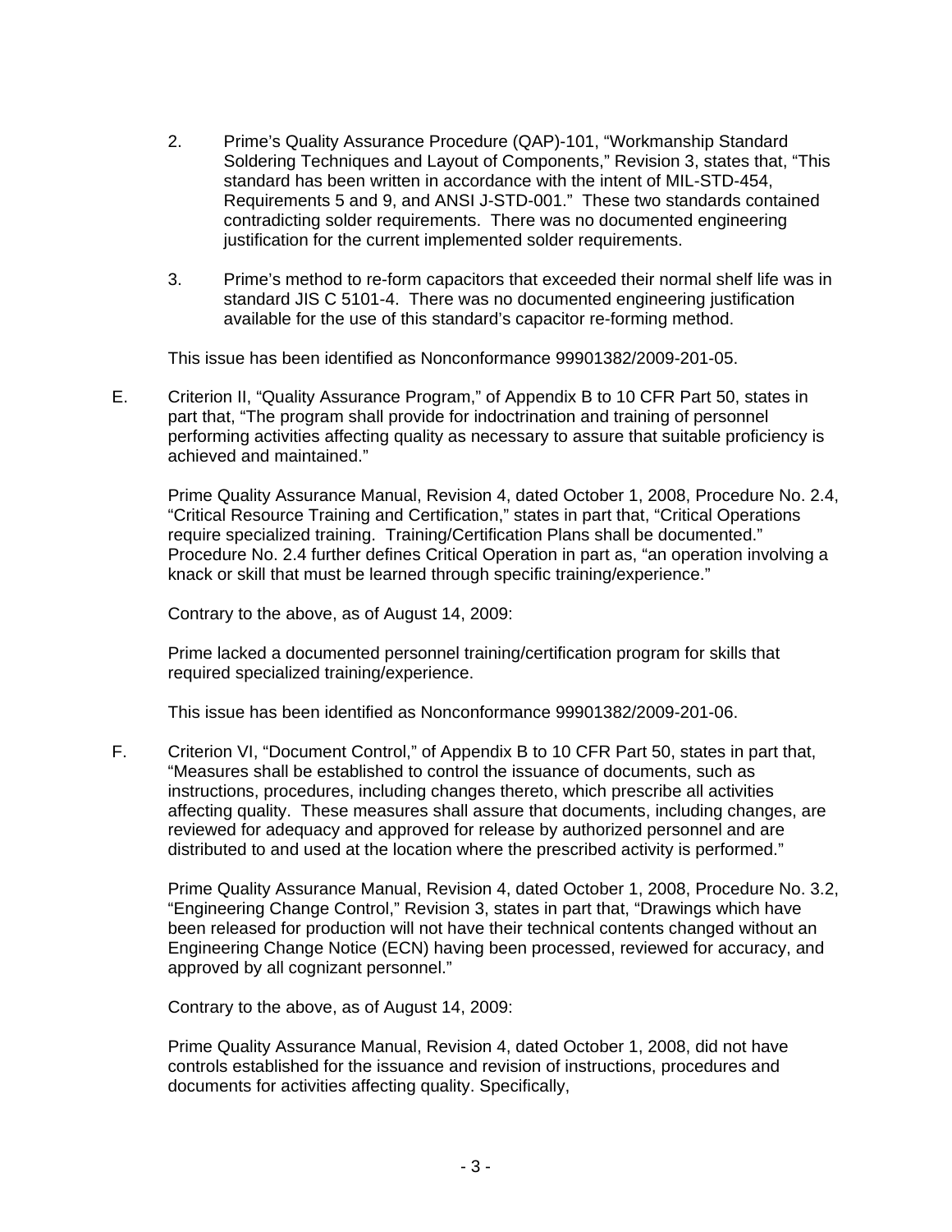2. Prime's Quality Assurance Procedure (QAP)-101, "Workmanship Standard Soldering Techniques and Layout of Components," Revision 3, states that, "This standard has been written in accordance with the intent of MIL-STD-454, Requirements 5 and 9, and ANSI J-STD-001." These two standards contained contradicting solder requirements. There was no documented engineering justification for the current implemented solder requirements.

3. Prime's method to re-form capacitors that exceeded their normal shelf life was in standard JIS C 5101-4. There was no documented engineering justification available for the use of this standard's capacitor re-forming method.

This issue has been identified as Nonconformance 99901382/2009-201-05.

E. Criterion II, "Quality Assurance Program," of Appendix B to 10 CFR Part 50, states in part that, "The program shall provide for indoctrination and training of personnel performing activities affecting quality as necessary to assure that suitable proficiency is achieved and maintained."

Prime Quality Assurance Manual, Revision 4, dated October 1, 2008, Procedure No. 2.4, "Critical Resource Training and Certification," states in part that, "Critical Operations require specialized training. Training/Certification Plans shall be documented." Procedure No. 2.4 further defines Critical Operation in part as, "an operation involving a knack or skill that must be learned through specific training/experience."

Contrary to the above, as of August 14, 2009:

Prime lacked a documented personnel training/certification program for skills that required specialized training/experience.

This issue has been identified as Nonconformance 99901382/2009-201-06.

F. Criterion VI, "Document Control," of Appendix B to 10 CFR Part 50, states in part that, "Measures shall be established to control the issuance of documents, such as instructions, procedures, including changes thereto, which prescribe all activities affecting quality. These measures shall assure that documents, including changes, are reviewed for adequacy and approved for release by authorized personnel and are distributed to and used at the location where the prescribed activity is performed."

Prime Quality Assurance Manual, Revision 4, dated October 1, 2008, Procedure No. 3.2, "Engineering Change Control," Revision 3, states in part that, "Drawings which have been released for production will not have their technical contents changed without an Engineering Change Notice (ECN) having been processed, reviewed for accuracy, and approved by all cognizant personnel."

Contrary to the above, as of August 14, 2009:

Prime Quality Assurance Manual, Revision 4, dated October 1, 2008, did not have controls established for the issuance and revision of instructions, procedures and documents for activities affecting quality. Specifically,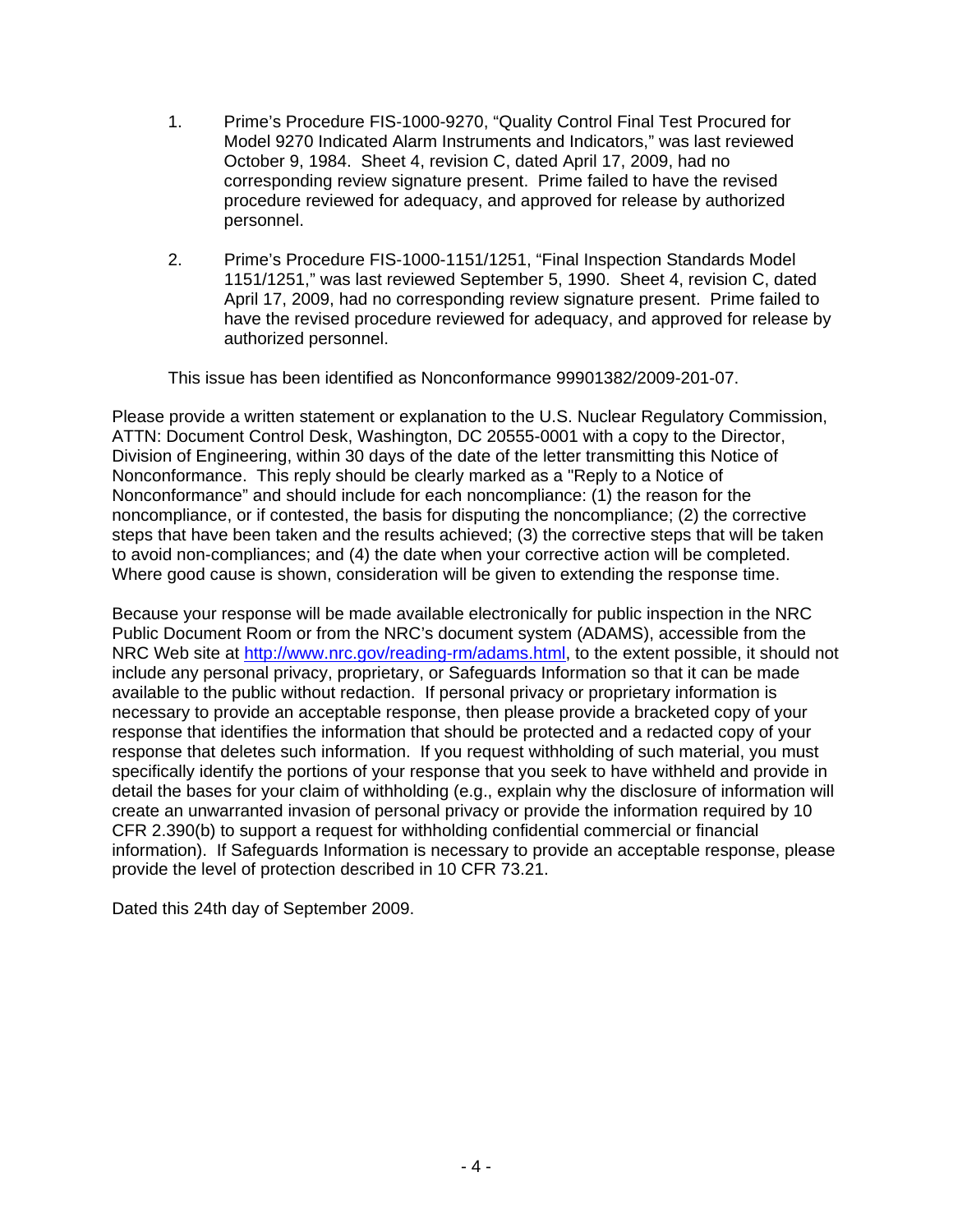1. Prime's Procedure FIS-1000-9270, "Quality Control Final Test Procured for Model 9270 Indicated Alarm Instruments and Indicators," was last reviewed October 9, 1984. Sheet 4, revision C, dated April 17, 2009, had no corresponding review signature present. Prime failed to have the revised procedure reviewed for adequacy, and approved for release by authorized personnel.

2. Prime's Procedure FIS-1000-1151/1251, "Final Inspection Standards Model 1151/1251," was last reviewed September 5, 1990. Sheet 4, revision C, dated April 17, 2009, had no corresponding review signature present. Prime failed to have the revised procedure reviewed for adequacy, and approved for release by authorized personnel.

This issue has been identified as Nonconformance 99901382/2009-201-07.

Please provide a written statement or explanation to the U.S. Nuclear Regulatory Commission, ATTN: Document Control Desk, Washington, DC 20555-0001 with a copy to the Director, Division of Engineering, within 30 days of the date of the letter transmitting this Notice of Nonconformance. This reply should be clearly marked as a "Reply to a Notice of Nonconformance" and should include for each noncompliance: (1) the reason for the noncompliance, or if contested, the basis for disputing the noncompliance; (2) the corrective steps that have been taken and the results achieved; (3) the corrective steps that will be taken to avoid non-compliances; and (4) the date when your corrective action will be completed. Where good cause is shown, consideration will be given to extending the response time.

Because your response will be made available electronically for public inspection in the NRC Public Document Room or from the NRC's document system (ADAMS), accessible from the NRC Web site at http://www.nrc.gov/reading-rm/adams.html, to the extent possible, it should not include any personal privacy, proprietary, or Safeguards Information so that it can be made available to the public without redaction. If personal privacy or proprietary information is necessary to provide an acceptable response, then please provide a bracketed copy of your response that identifies the information that should be protected and a redacted copy of your response that deletes such information. If you request withholding of such material, you must specifically identify the portions of your response that you seek to have withheld and provide in detail the bases for your claim of withholding (e.g., explain why the disclosure of information will create an unwarranted invasion of personal privacy or provide the information required by 10 CFR 2.390(b) to support a request for withholding confidential commercial or financial information). If Safeguards Information is necessary to provide an acceptable response, please provide the level of protection described in 10 CFR 73.21.

Dated this 24th day of September 2009.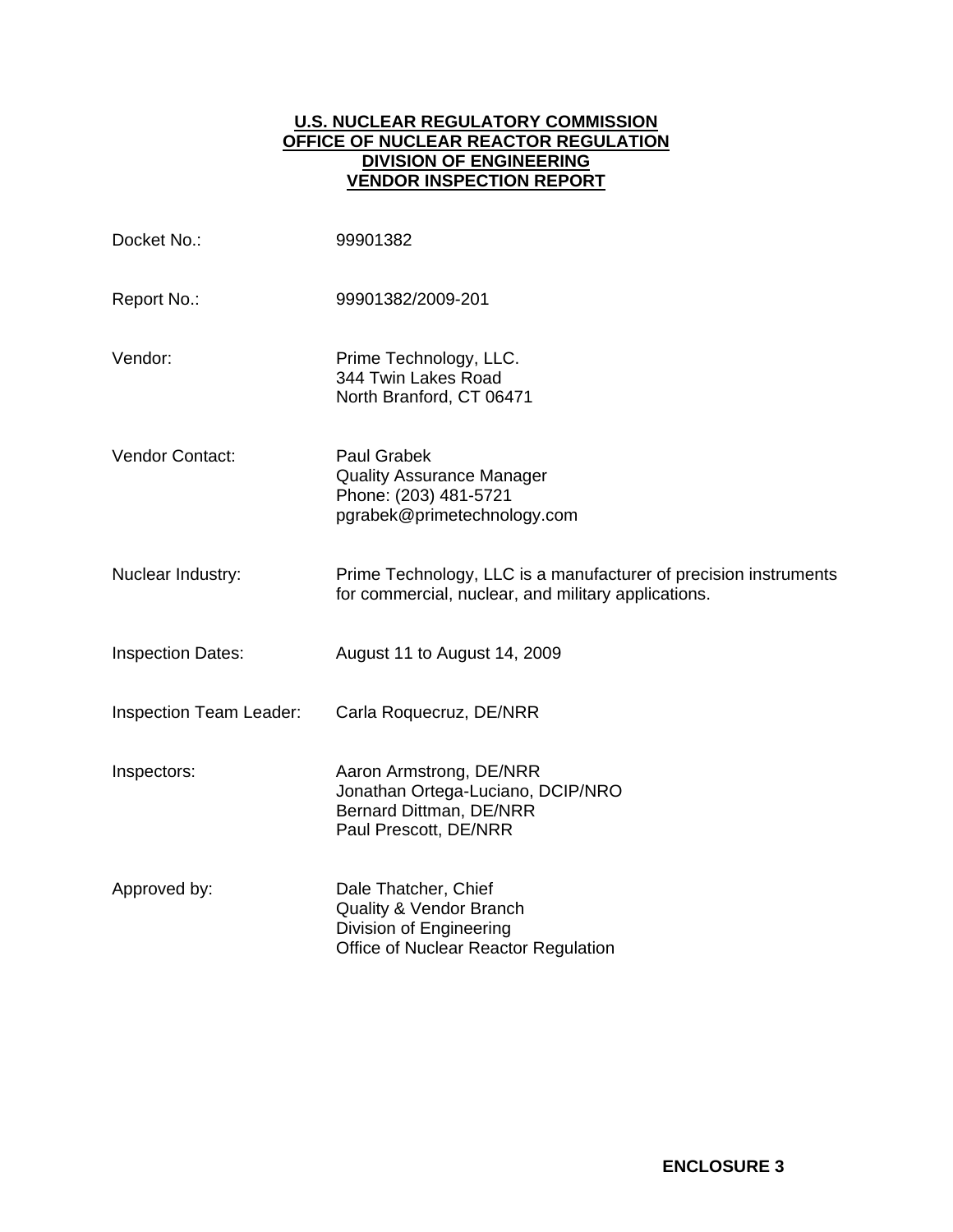**U.S. NUCLEAR REGULATORY COMMISSION**
**OFFICE OF NUCLEAR REACTOR REGULATION**
**DIVISION OF ENGINEERING**
**VENDOR INSPECTION REPORT**

| | |
|---|---|
| Docket No.: | 99901382 |
| Report No.: | 99901382/2009-201 |
| Vendor: | Prime Technology, LLC.<br>344 Twin Lakes Road<br>North Branford, CT 06471 |
| Vendor Contact: | Paul Grabek<br>Quality Assurance Manager<br>Phone: (203) 481-5721<br>pgrabek@primetechnology.com |
| Nuclear Industry: | Prime Technology, LLC is a manufacturer of precision instruments for commercial, nuclear, and military applications. |
| Inspection Dates: | August 11 to August 14, 2009 |
| Inspection Team Leader: | Carla Roquecruz, DE/NRR |
| Inspectors: | Aaron Armstrong, DE/NRR<br>Jonathan Ortega-Luciano, DCIP/NRO<br>Bernard Dittman, DE/NRR<br>Paul Prescott, DE/NRR |
| Approved by: | Dale Thatcher, Chief<br>Quality & Vendor Branch<br>Division of Engineering<br>Office of Nuclear Reactor Regulation |

**ENCLOSURE 3**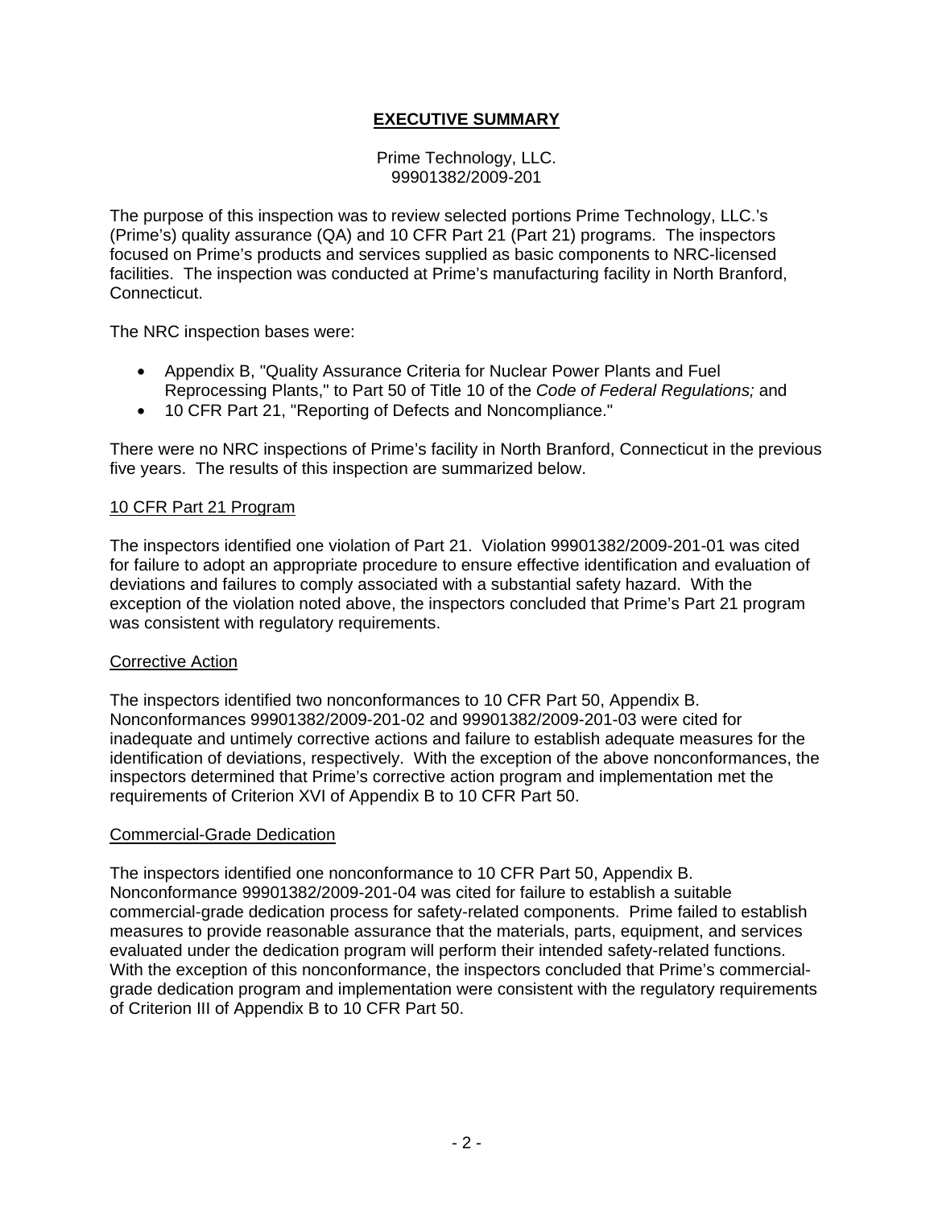# EXECUTIVE SUMMARY

Prime Technology, LLC.
99901382/2009-201

The purpose of this inspection was to review selected portions Prime Technology, LLC.'s (Prime's) quality assurance (QA) and 10 CFR Part 21 (Part 21) programs. The inspectors focused on Prime's products and services supplied as basic components to NRC-licensed facilities. The inspection was conducted at Prime's manufacturing facility in North Branford, Connecticut.

The NRC inspection bases were:

- Appendix B, "Quality Assurance Criteria for Nuclear Power Plants and Fuel Reprocessing Plants," to Part 50 of Title 10 of the *Code of Federal Regulations;* and
- 10 CFR Part 21, "Reporting of Defects and Noncompliance."

There were no NRC inspections of Prime's facility in North Branford, Connecticut in the previous five years. The results of this inspection are summarized below.

## 10 CFR Part 21 Program

The inspectors identified one violation of Part 21. Violation 99901382/2009-201-01 was cited for failure to adopt an appropriate procedure to ensure effective identification and evaluation of deviations and failures to comply associated with a substantial safety hazard. With the exception of the violation noted above, the inspectors concluded that Prime's Part 21 program was consistent with regulatory requirements.

## Corrective Action

The inspectors identified two nonconformances to 10 CFR Part 50, Appendix B. Nonconformances 99901382/2009-201-02 and 99901382/2009-201-03 were cited for inadequate and untimely corrective actions and failure to establish adequate measures for the identification of deviations, respectively. With the exception of the above nonconformances, the inspectors determined that Prime's corrective action program and implementation met the requirements of Criterion XVI of Appendix B to 10 CFR Part 50.

## Commercial-Grade Dedication

The inspectors identified one nonconformance to 10 CFR Part 50, Appendix B. Nonconformance 99901382/2009-201-04 was cited for failure to establish a suitable commercial-grade dedication process for safety-related components. Prime failed to establish measures to provide reasonable assurance that the materials, parts, equipment, and services evaluated under the dedication program will perform their intended safety-related functions. With the exception of this nonconformance, the inspectors concluded that Prime's commercial-grade dedication program and implementation were consistent with the regulatory requirements of Criterion III of Appendix B to 10 CFR Part 50.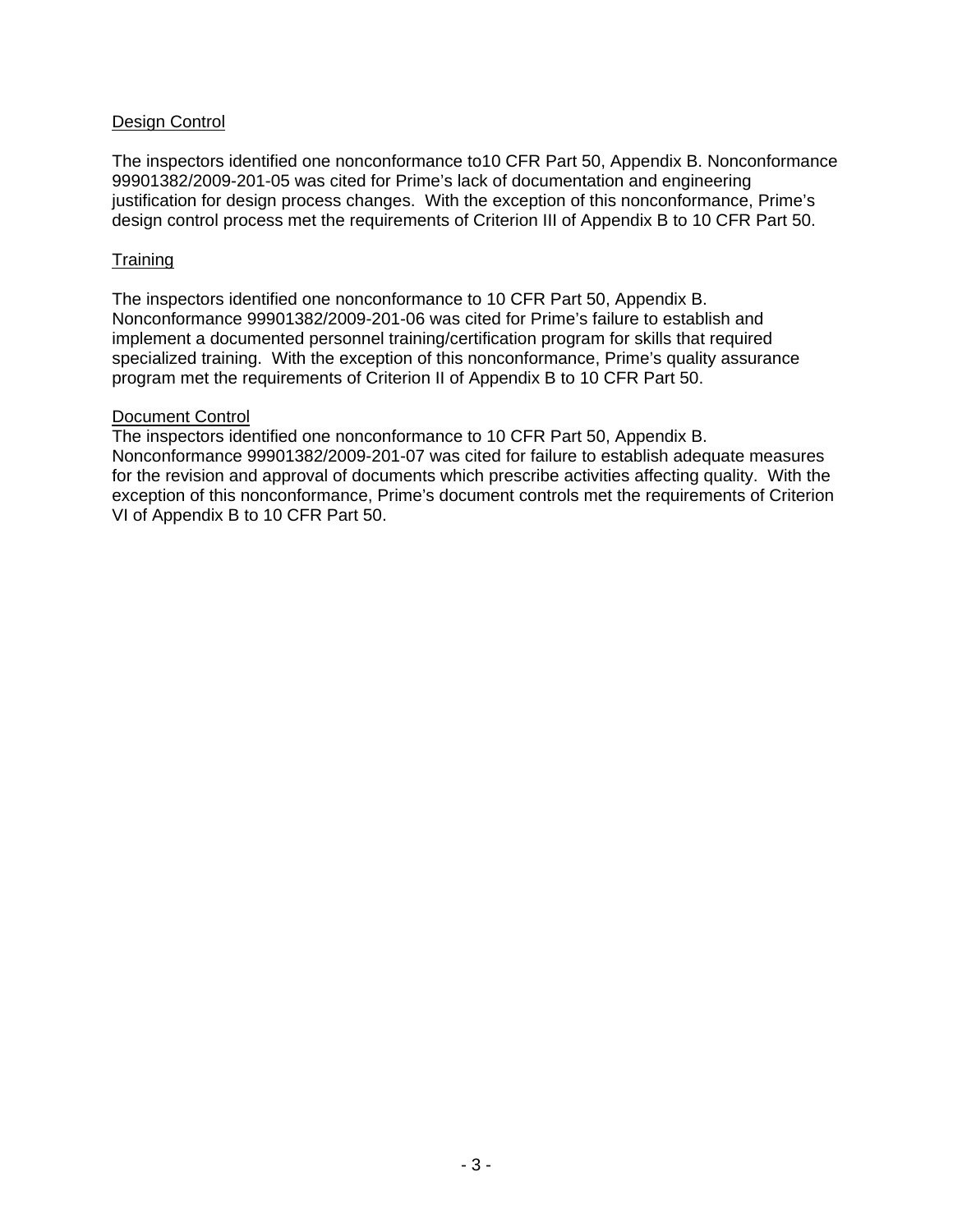Design Control

The inspectors identified one nonconformance to10 CFR Part 50, Appendix B. Nonconformance 99901382/2009-201-05 was cited for Prime's lack of documentation and engineering justification for design process changes. With the exception of this nonconformance, Prime's design control process met the requirements of Criterion III of Appendix B to 10 CFR Part 50.

Training

The inspectors identified one nonconformance to 10 CFR Part 50, Appendix B. Nonconformance 99901382/2009-201-06 was cited for Prime's failure to establish and implement a documented personnel training/certification program for skills that required specialized training. With the exception of this nonconformance, Prime's quality assurance program met the requirements of Criterion II of Appendix B to 10 CFR Part 50.

Document Control

The inspectors identified one nonconformance to 10 CFR Part 50, Appendix B. Nonconformance 99901382/2009-201-07 was cited for failure to establish adequate measures for the revision and approval of documents which prescribe activities affecting quality. With the exception of this nonconformance, Prime's document controls met the requirements of Criterion VI of Appendix B to 10 CFR Part 50.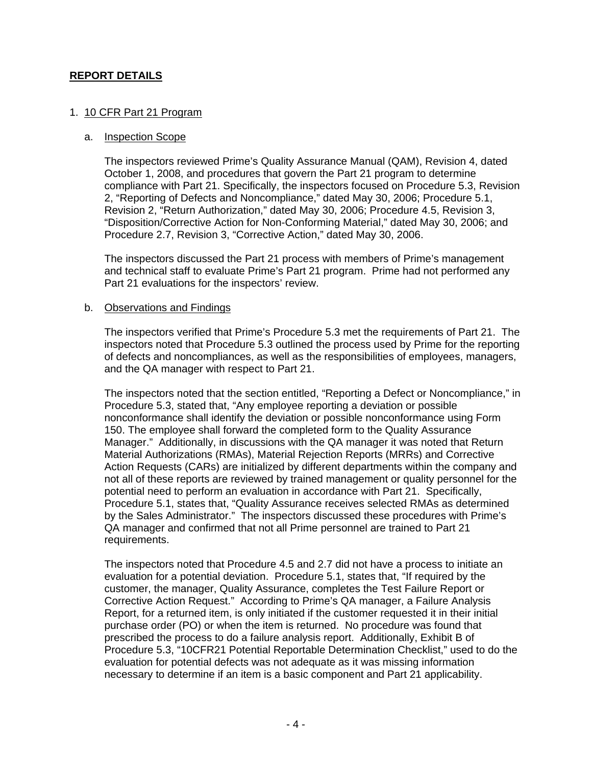## REPORT DETAILS

1. 10 CFR Part 21 Program

   a. Inspection Scope

   The inspectors reviewed Prime's Quality Assurance Manual (QAM), Revision 4, dated October 1, 2008, and procedures that govern the Part 21 program to determine compliance with Part 21. Specifically, the inspectors focused on Procedure 5.3, Revision 2, "Reporting of Defects and Noncompliance," dated May 30, 2006; Procedure 5.1, Revision 2, "Return Authorization," dated May 30, 2006; Procedure 4.5, Revision 3, "Disposition/Corrective Action for Non-Conforming Material," dated May 30, 2006; and Procedure 2.7, Revision 3, "Corrective Action," dated May 30, 2006.

   The inspectors discussed the Part 21 process with members of Prime's management and technical staff to evaluate Prime's Part 21 program. Prime had not performed any Part 21 evaluations for the inspectors' review.

   b. Observations and Findings

   The inspectors verified that Prime's Procedure 5.3 met the requirements of Part 21. The inspectors noted that Procedure 5.3 outlined the process used by Prime for the reporting of defects and noncompliances, as well as the responsibilities of employees, managers, and the QA manager with respect to Part 21.

   The inspectors noted that the section entitled, "Reporting a Defect or Noncompliance," in Procedure 5.3, stated that, "Any employee reporting a deviation or possible nonconformance shall identify the deviation or possible nonconformance using Form 150. The employee shall forward the completed form to the Quality Assurance Manager." Additionally, in discussions with the QA manager it was noted that Return Material Authorizations (RMAs), Material Rejection Reports (MRRs) and Corrective Action Requests (CARs) are initialized by different departments within the company and not all of these reports are reviewed by trained management or quality personnel for the potential need to perform an evaluation in accordance with Part 21. Specifically, Procedure 5.1, states that, "Quality Assurance receives selected RMAs as determined by the Sales Administrator." The inspectors discussed these procedures with Prime's QA manager and confirmed that not all Prime personnel are trained to Part 21 requirements.

   The inspectors noted that Procedure 4.5 and 2.7 did not have a process to initiate an evaluation for a potential deviation. Procedure 5.1, states that, "If required by the customer, the manager, Quality Assurance, completes the Test Failure Report or Corrective Action Request." According to Prime's QA manager, a Failure Analysis Report, for a returned item, is only initiated if the customer requested it in their initial purchase order (PO) or when the item is returned. No procedure was found that prescribed the process to do a failure analysis report. Additionally, Exhibit B of Procedure 5.3, "10CFR21 Potential Reportable Determination Checklist," used to do the evaluation for potential defects was not adequate as it was missing information necessary to determine if an item is a basic component and Part 21 applicability.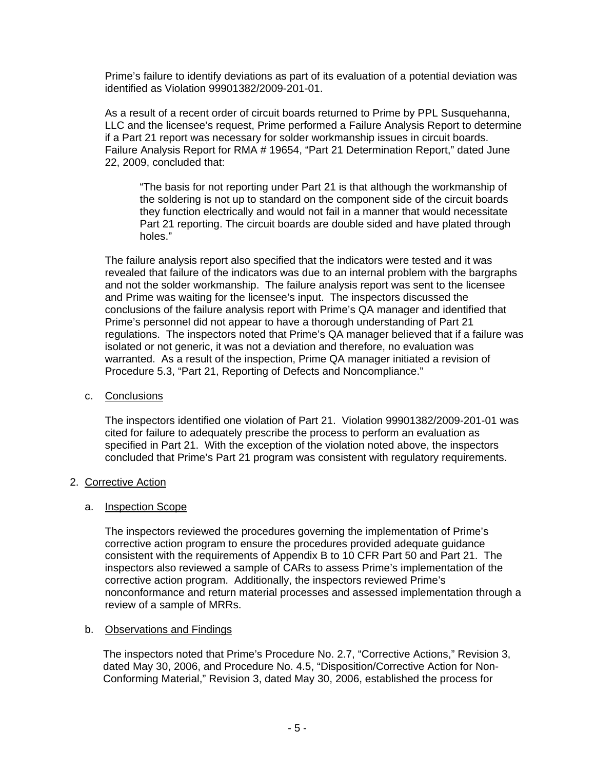Prime's failure to identify deviations as part of its evaluation of a potential deviation was identified as Violation 99901382/2009-201-01.

As a result of a recent order of circuit boards returned to Prime by PPL Susquehanna, LLC and the licensee's request, Prime performed a Failure Analysis Report to determine if a Part 21 report was necessary for solder workmanship issues in circuit boards. Failure Analysis Report for RMA # 19654, "Part 21 Determination Report," dated June 22, 2009, concluded that:

> "The basis for not reporting under Part 21 is that although the workmanship of the soldering is not up to standard on the component side of the circuit boards they function electrically and would not fail in a manner that would necessitate Part 21 reporting. The circuit boards are double sided and have plated through holes."

The failure analysis report also specified that the indicators were tested and it was revealed that failure of the indicators was due to an internal problem with the bargraphs and not the solder workmanship. The failure analysis report was sent to the licensee and Prime was waiting for the licensee's input. The inspectors discussed the conclusions of the failure analysis report with Prime's QA manager and identified that Prime's personnel did not appear to have a thorough understanding of Part 21 regulations. The inspectors noted that Prime's QA manager believed that if a failure was isolated or not generic, it was not a deviation and therefore, no evaluation was warranted. As a result of the inspection, Prime QA manager initiated a revision of Procedure 5.3, "Part 21, Reporting of Defects and Noncompliance."

c. Conclusions

The inspectors identified one violation of Part 21. Violation 99901382/2009-201-01 was cited for failure to adequately prescribe the process to perform an evaluation as specified in Part 21. With the exception of the violation noted above, the inspectors concluded that Prime's Part 21 program was consistent with regulatory requirements.

## 2. Corrective Action

a. Inspection Scope

The inspectors reviewed the procedures governing the implementation of Prime's corrective action program to ensure the procedures provided adequate guidance consistent with the requirements of Appendix B to 10 CFR Part 50 and Part 21. The inspectors also reviewed a sample of CARs to assess Prime's implementation of the corrective action program. Additionally, the inspectors reviewed Prime's nonconformance and return material processes and assessed implementation through a review of a sample of MRRs.

b. Observations and Findings

The inspectors noted that Prime's Procedure No. 2.7, "Corrective Actions," Revision 3, dated May 30, 2006, and Procedure No. 4.5, "Disposition/Corrective Action for Non-Conforming Material," Revision 3, dated May 30, 2006, established the process for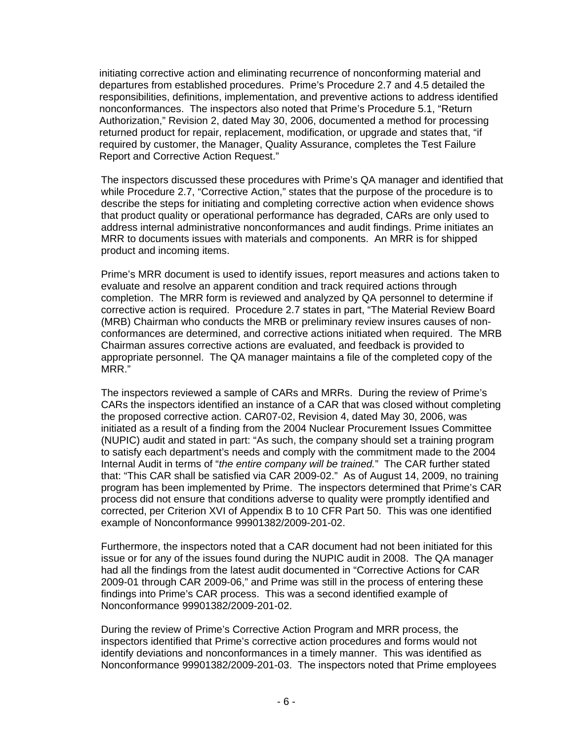initiating corrective action and eliminating recurrence of nonconforming material and departures from established procedures. Prime's Procedure 2.7 and 4.5 detailed the responsibilities, definitions, implementation, and preventive actions to address identified nonconformances. The inspectors also noted that Prime's Procedure 5.1, "Return Authorization," Revision 2, dated May 30, 2006, documented a method for processing returned product for repair, replacement, modification, or upgrade and states that, "if required by customer, the Manager, Quality Assurance, completes the Test Failure Report and Corrective Action Request."

The inspectors discussed these procedures with Prime's QA manager and identified that while Procedure 2.7, "Corrective Action," states that the purpose of the procedure is to describe the steps for initiating and completing corrective action when evidence shows that product quality or operational performance has degraded, CARs are only used to address internal administrative nonconformances and audit findings. Prime initiates an MRR to documents issues with materials and components. An MRR is for shipped product and incoming items.

Prime's MRR document is used to identify issues, report measures and actions taken to evaluate and resolve an apparent condition and track required actions through completion. The MRR form is reviewed and analyzed by QA personnel to determine if corrective action is required. Procedure 2.7 states in part, "The Material Review Board (MRB) Chairman who conducts the MRB or preliminary review insures causes of non-conformances are determined, and corrective actions initiated when required. The MRB Chairman assures corrective actions are evaluated, and feedback is provided to appropriate personnel. The QA manager maintains a file of the completed copy of the MRR."

The inspectors reviewed a sample of CARs and MRRs. During the review of Prime's CARs the inspectors identified an instance of a CAR that was closed without completing the proposed corrective action. CAR07-02, Revision 4, dated May 30, 2006, was initiated as a result of a finding from the 2004 Nuclear Procurement Issues Committee (NUPIC) audit and stated in part: "As such, the company should set a training program to satisfy each department's needs and comply with the commitment made to the 2004 Internal Audit in terms of "*the entire company will be trained.*" The CAR further stated that: "This CAR shall be satisfied via CAR 2009-02." As of August 14, 2009, no training program has been implemented by Prime. The inspectors determined that Prime's CAR process did not ensure that conditions adverse to quality were promptly identified and corrected, per Criterion XVI of Appendix B to 10 CFR Part 50. This was one identified example of Nonconformance 99901382/2009-201-02.

Furthermore, the inspectors noted that a CAR document had not been initiated for this issue or for any of the issues found during the NUPIC audit in 2008. The QA manager had all the findings from the latest audit documented in "Corrective Actions for CAR 2009-01 through CAR 2009-06," and Prime was still in the process of entering these findings into Prime's CAR process. This was a second identified example of Nonconformance 99901382/2009-201-02.

During the review of Prime's Corrective Action Program and MRR process, the inspectors identified that Prime's corrective action procedures and forms would not identify deviations and nonconformances in a timely manner. This was identified as Nonconformance 99901382/2009-201-03. The inspectors noted that Prime employees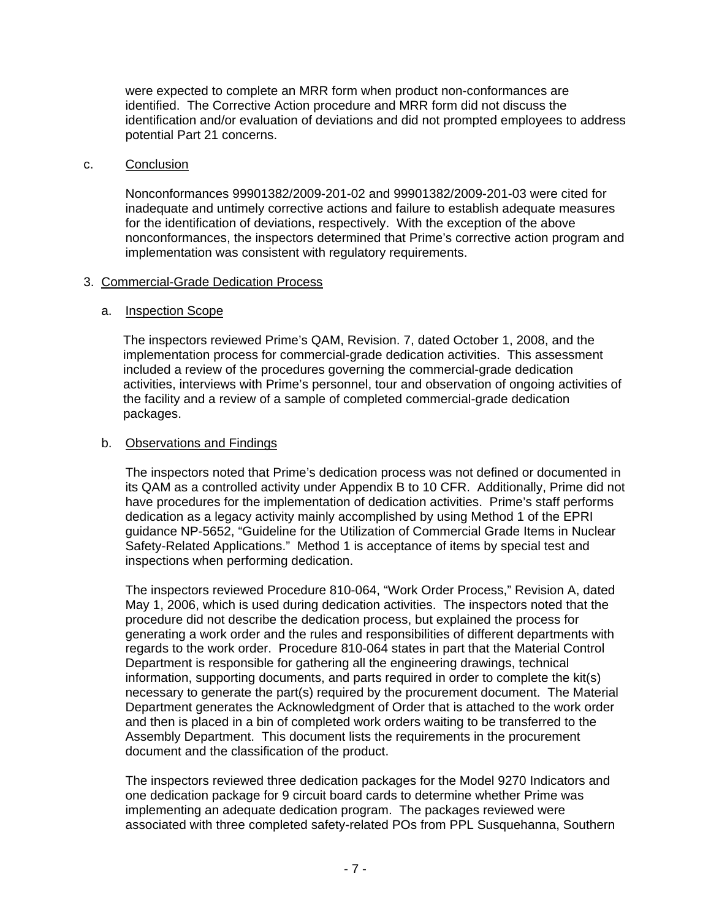were expected to complete an MRR form when product non-conformances are identified. The Corrective Action procedure and MRR form did not discuss the identification and/or evaluation of deviations and did not prompted employees to address potential Part 21 concerns.

c. Conclusion

Nonconformances 99901382/2009-201-02 and 99901382/2009-201-03 were cited for inadequate and untimely corrective actions and failure to establish adequate measures for the identification of deviations, respectively. With the exception of the above nonconformances, the inspectors determined that Prime's corrective action program and implementation was consistent with regulatory requirements.

3. Commercial-Grade Dedication Process

a. Inspection Scope

The inspectors reviewed Prime's QAM, Revision. 7, dated October 1, 2008, and the implementation process for commercial-grade dedication activities. This assessment included a review of the procedures governing the commercial-grade dedication activities, interviews with Prime's personnel, tour and observation of ongoing activities of the facility and a review of a sample of completed commercial-grade dedication packages.

b. Observations and Findings

The inspectors noted that Prime's dedication process was not defined or documented in its QAM as a controlled activity under Appendix B to 10 CFR. Additionally, Prime did not have procedures for the implementation of dedication activities. Prime's staff performs dedication as a legacy activity mainly accomplished by using Method 1 of the EPRI guidance NP-5652, "Guideline for the Utilization of Commercial Grade Items in Nuclear Safety-Related Applications." Method 1 is acceptance of items by special test and inspections when performing dedication.

The inspectors reviewed Procedure 810-064, "Work Order Process," Revision A, dated May 1, 2006, which is used during dedication activities. The inspectors noted that the procedure did not describe the dedication process, but explained the process for generating a work order and the rules and responsibilities of different departments with regards to the work order. Procedure 810-064 states in part that the Material Control Department is responsible for gathering all the engineering drawings, technical information, supporting documents, and parts required in order to complete the kit(s) necessary to generate the part(s) required by the procurement document. The Material Department generates the Acknowledgment of Order that is attached to the work order and then is placed in a bin of completed work orders waiting to be transferred to the Assembly Department. This document lists the requirements in the procurement document and the classification of the product.

The inspectors reviewed three dedication packages for the Model 9270 Indicators and one dedication package for 9 circuit board cards to determine whether Prime was implementing an adequate dedication program. The packages reviewed were associated with three completed safety-related POs from PPL Susquehanna, Southern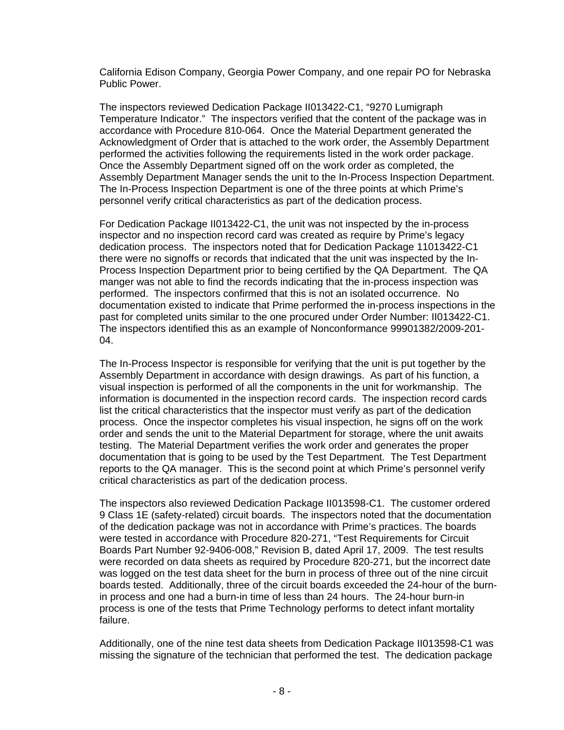California Edison Company, Georgia Power Company, and one repair PO for Nebraska Public Power.

The inspectors reviewed Dedication Package II013422-C1, "9270 Lumigraph Temperature Indicator." The inspectors verified that the content of the package was in accordance with Procedure 810-064. Once the Material Department generated the Acknowledgment of Order that is attached to the work order, the Assembly Department performed the activities following the requirements listed in the work order package. Once the Assembly Department signed off on the work order as completed, the Assembly Department Manager sends the unit to the In-Process Inspection Department. The In-Process Inspection Department is one of the three points at which Prime's personnel verify critical characteristics as part of the dedication process.

For Dedication Package II013422-C1, the unit was not inspected by the in-process inspector and no inspection record card was created as require by Prime's legacy dedication process. The inspectors noted that for Dedication Package 11013422-C1 there were no signoffs or records that indicated that the unit was inspected by the In-Process Inspection Department prior to being certified by the QA Department. The QA manger was not able to find the records indicating that the in-process inspection was performed. The inspectors confirmed that this is not an isolated occurrence. No documentation existed to indicate that Prime performed the in-process inspections in the past for completed units similar to the one procured under Order Number: II013422-C1. The inspectors identified this as an example of Nonconformance 99901382/2009-201-04.

The In-Process Inspector is responsible for verifying that the unit is put together by the Assembly Department in accordance with design drawings. As part of his function, a visual inspection is performed of all the components in the unit for workmanship. The information is documented in the inspection record cards. The inspection record cards list the critical characteristics that the inspector must verify as part of the dedication process. Once the inspector completes his visual inspection, he signs off on the work order and sends the unit to the Material Department for storage, where the unit awaits testing. The Material Department verifies the work order and generates the proper documentation that is going to be used by the Test Department. The Test Department reports to the QA manager. This is the second point at which Prime's personnel verify critical characteristics as part of the dedication process.

The inspectors also reviewed Dedication Package II013598-C1. The customer ordered 9 Class 1E (safety-related) circuit boards. The inspectors noted that the documentation of the dedication package was not in accordance with Prime's practices. The boards were tested in accordance with Procedure 820-271, "Test Requirements for Circuit Boards Part Number 92-9406-008," Revision B, dated April 17, 2009. The test results were recorded on data sheets as required by Procedure 820-271, but the incorrect date was logged on the test data sheet for the burn in process of three out of the nine circuit boards tested. Additionally, three of the circuit boards exceeded the 24-hour of the burn-in process and one had a burn-in time of less than 24 hours. The 24-hour burn-in process is one of the tests that Prime Technology performs to detect infant mortality failure.

Additionally, one of the nine test data sheets from Dedication Package II013598-C1 was missing the signature of the technician that performed the test. The dedication package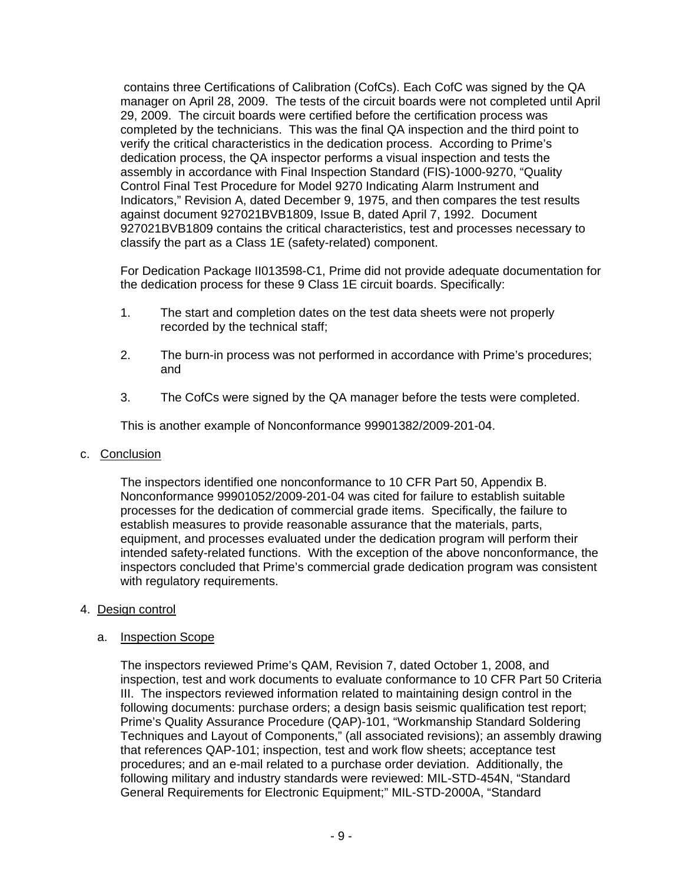contains three Certifications of Calibration (CofCs). Each CofC was signed by the QA manager on April 28, 2009. The tests of the circuit boards were not completed until April 29, 2009. The circuit boards were certified before the certification process was completed by the technicians. This was the final QA inspection and the third point to verify the critical characteristics in the dedication process. According to Prime's dedication process, the QA inspector performs a visual inspection and tests the assembly in accordance with Final Inspection Standard (FIS)-1000-9270, "Quality Control Final Test Procedure for Model 9270 Indicating Alarm Instrument and Indicators," Revision A, dated December 9, 1975, and then compares the test results against document 927021BVB1809, Issue B, dated April 7, 1992. Document 927021BVB1809 contains the critical characteristics, test and processes necessary to classify the part as a Class 1E (safety-related) component.

For Dedication Package II013598-C1, Prime did not provide adequate documentation for the dedication process for these 9 Class 1E circuit boards. Specifically:

1. The start and completion dates on the test data sheets were not properly recorded by the technical staff;
2. The burn-in process was not performed in accordance with Prime's procedures; and
3. The CofCs were signed by the QA manager before the tests were completed.

This is another example of Nonconformance 99901382/2009-201-04.

c. Conclusion

The inspectors identified one nonconformance to 10 CFR Part 50, Appendix B. Nonconformance 99901052/2009-201-04 was cited for failure to establish suitable processes for the dedication of commercial grade items. Specifically, the failure to establish measures to provide reasonable assurance that the materials, parts, equipment, and processes evaluated under the dedication program will perform their intended safety-related functions. With the exception of the above nonconformance, the inspectors concluded that Prime's commercial grade dedication program was consistent with regulatory requirements.

4. Design control

a. Inspection Scope

The inspectors reviewed Prime's QAM, Revision 7, dated October 1, 2008, and inspection, test and work documents to evaluate conformance to 10 CFR Part 50 Criteria III. The inspectors reviewed information related to maintaining design control in the following documents: purchase orders; a design basis seismic qualification test report; Prime's Quality Assurance Procedure (QAP)-101, "Workmanship Standard Soldering Techniques and Layout of Components," (all associated revisions); an assembly drawing that references QAP-101; inspection, test and work flow sheets; acceptance test procedures; and an e-mail related to a purchase order deviation. Additionally, the following military and industry standards were reviewed: MIL-STD-454N, "Standard General Requirements for Electronic Equipment;" MIL-STD-2000A, "Standard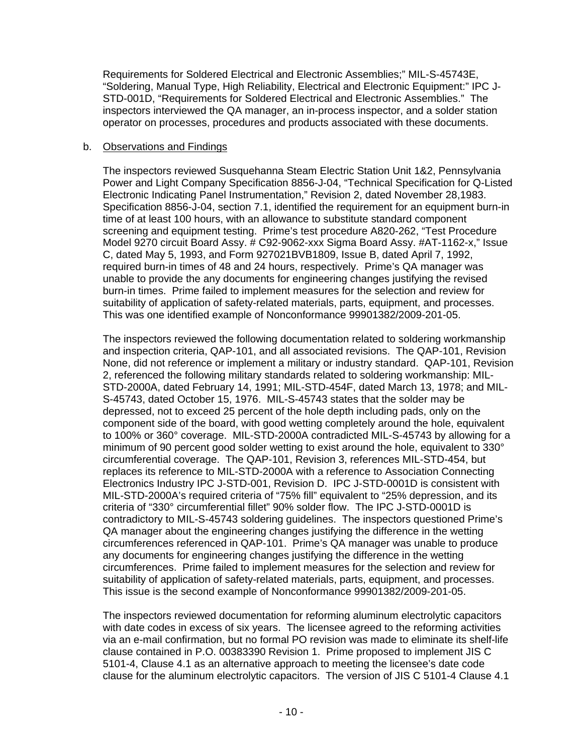Requirements for Soldered Electrical and Electronic Assemblies;" MIL-S-45743E, "Soldering, Manual Type, High Reliability, Electrical and Electronic Equipment:" IPC J-STD-001D, "Requirements for Soldered Electrical and Electronic Assemblies." The inspectors interviewed the QA manager, an in-process inspector, and a solder station operator on processes, procedures and products associated with these documents.

b. Observations and Findings

The inspectors reviewed Susquehanna Steam Electric Station Unit 1&2, Pennsylvania Power and Light Company Specification 8856-J-04, "Technical Specification for Q-Listed Electronic Indicating Panel Instrumentation," Revision 2, dated November 28,1983. Specification 8856-J-04, section 7.1, identified the requirement for an equipment burn-in time of at least 100 hours, with an allowance to substitute standard component screening and equipment testing. Prime's test procedure A820-262, "Test Procedure Model 9270 circuit Board Assy. # C92-9062-xxx Sigma Board Assy. #AT-1162-x," Issue C, dated May 5, 1993, and Form 927021BVB1809, Issue B, dated April 7, 1992, required burn-in times of 48 and 24 hours, respectively. Prime's QA manager was unable to provide the any documents for engineering changes justifying the revised burn-in times. Prime failed to implement measures for the selection and review for suitability of application of safety-related materials, parts, equipment, and processes. This was one identified example of Nonconformance 99901382/2009-201-05.

The inspectors reviewed the following documentation related to soldering workmanship and inspection criteria, QAP-101, and all associated revisions. The QAP-101, Revision None, did not reference or implement a military or industry standard. QAP-101, Revision 2, referenced the following military standards related to soldering workmanship: MIL-STD-2000A, dated February 14, 1991; MIL-STD-454F, dated March 13, 1978; and MIL-S-45743, dated October 15, 1976. MIL-S-45743 states that the solder may be depressed, not to exceed 25 percent of the hole depth including pads, only on the component side of the board, with good wetting completely around the hole, equivalent to 100% or 360° coverage. MIL-STD-2000A contradicted MIL-S-45743 by allowing for a minimum of 90 percent good solder wetting to exist around the hole, equivalent to 330° circumferential coverage. The QAP-101, Revision 3, references MIL-STD-454, but replaces its reference to MIL-STD-2000A with a reference to Association Connecting Electronics Industry IPC J-STD-001, Revision D. IPC J-STD-0001D is consistent with MIL-STD-2000A's required criteria of "75% fill" equivalent to "25% depression, and its criteria of "330° circumferential fillet" 90% solder flow. The IPC J-STD-0001D is contradictory to MIL-S-45743 soldering guidelines. The inspectors questioned Prime's QA manager about the engineering changes justifying the difference in the wetting circumferences referenced in QAP-101. Prime's QA manager was unable to produce any documents for engineering changes justifying the difference in the wetting circumferences. Prime failed to implement measures for the selection and review for suitability of application of safety-related materials, parts, equipment, and processes. This issue is the second example of Nonconformance 99901382/2009-201-05.

The inspectors reviewed documentation for reforming aluminum electrolytic capacitors with date codes in excess of six years. The licensee agreed to the reforming activities via an e-mail confirmation, but no formal PO revision was made to eliminate its shelf-life clause contained in P.O. 00383390 Revision 1. Prime proposed to implement JIS C 5101-4, Clause 4.1 as an alternative approach to meeting the licensee's date code clause for the aluminum electrolytic capacitors. The version of JIS C 5101-4 Clause 4.1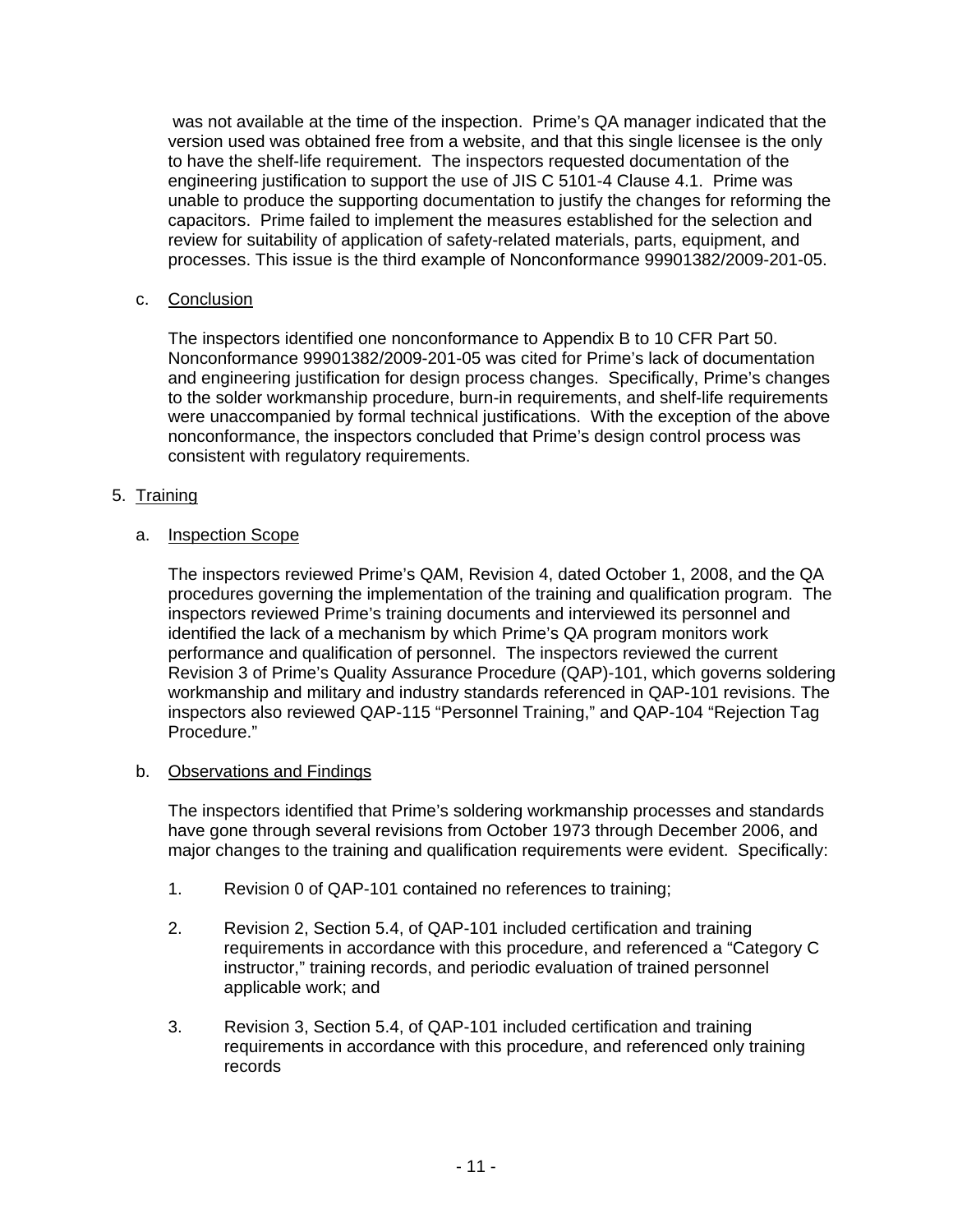was not available at the time of the inspection. Prime's QA manager indicated that the version used was obtained free from a website, and that this single licensee is the only to have the shelf-life requirement. The inspectors requested documentation of the engineering justification to support the use of JIS C 5101-4 Clause 4.1. Prime was unable to produce the supporting documentation to justify the changes for reforming the capacitors. Prime failed to implement the measures established for the selection and review for suitability of application of safety-related materials, parts, equipment, and processes. This issue is the third example of Nonconformance 99901382/2009-201-05.

c. Conclusion

The inspectors identified one nonconformance to Appendix B to 10 CFR Part 50. Nonconformance 99901382/2009-201-05 was cited for Prime's lack of documentation and engineering justification for design process changes. Specifically, Prime's changes to the solder workmanship procedure, burn-in requirements, and shelf-life requirements were unaccompanied by formal technical justifications. With the exception of the above nonconformance, the inspectors concluded that Prime's design control process was consistent with regulatory requirements.

5. Training

a. Inspection Scope

The inspectors reviewed Prime's QAM, Revision 4, dated October 1, 2008, and the QA procedures governing the implementation of the training and qualification program. The inspectors reviewed Prime's training documents and interviewed its personnel and identified the lack of a mechanism by which Prime's QA program monitors work performance and qualification of personnel. The inspectors reviewed the current Revision 3 of Prime's Quality Assurance Procedure (QAP)-101, which governs soldering workmanship and military and industry standards referenced in QAP-101 revisions. The inspectors also reviewed QAP-115 "Personnel Training," and QAP-104 "Rejection Tag Procedure."

b. Observations and Findings

The inspectors identified that Prime's soldering workmanship processes and standards have gone through several revisions from October 1973 through December 2006, and major changes to the training and qualification requirements were evident. Specifically:

1. Revision 0 of QAP-101 contained no references to training;

2. Revision 2, Section 5.4, of QAP-101 included certification and training requirements in accordance with this procedure, and referenced a "Category C instructor," training records, and periodic evaluation of trained personnel applicable work; and

3. Revision 3, Section 5.4, of QAP-101 included certification and training requirements in accordance with this procedure, and referenced only training records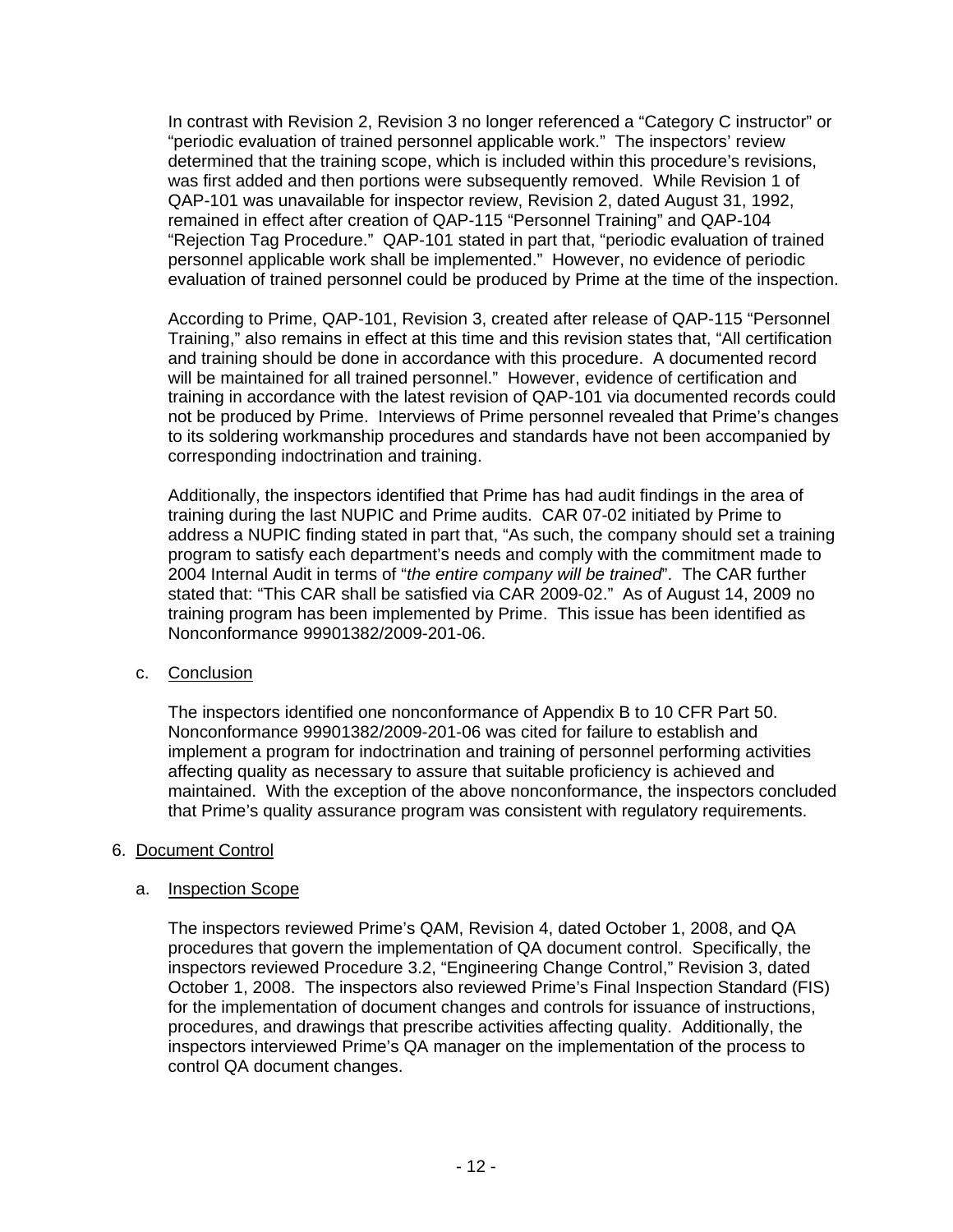In contrast with Revision 2, Revision 3 no longer referenced a "Category C instructor" or "periodic evaluation of trained personnel applicable work." The inspectors' review determined that the training scope, which is included within this procedure's revisions, was first added and then portions were subsequently removed. While Revision 1 of QAP-101 was unavailable for inspector review, Revision 2, dated August 31, 1992, remained in effect after creation of QAP-115 "Personnel Training" and QAP-104 "Rejection Tag Procedure." QAP-101 stated in part that, "periodic evaluation of trained personnel applicable work shall be implemented." However, no evidence of periodic evaluation of trained personnel could be produced by Prime at the time of the inspection.

According to Prime, QAP-101, Revision 3, created after release of QAP-115 "Personnel Training," also remains in effect at this time and this revision states that, "All certification and training should be done in accordance with this procedure. A documented record will be maintained for all trained personnel." However, evidence of certification and training in accordance with the latest revision of QAP-101 via documented records could not be produced by Prime. Interviews of Prime personnel revealed that Prime's changes to its soldering workmanship procedures and standards have not been accompanied by corresponding indoctrination and training.

Additionally, the inspectors identified that Prime has had audit findings in the area of training during the last NUPIC and Prime audits. CAR 07-02 initiated by Prime to address a NUPIC finding stated in part that, "As such, the company should set a training program to satisfy each department's needs and comply with the commitment made to 2004 Internal Audit in terms of "*the entire company will be trained*". The CAR further stated that: "This CAR shall be satisfied via CAR 2009-02." As of August 14, 2009 no training program has been implemented by Prime. This issue has been identified as Nonconformance 99901382/2009-201-06.

c. Conclusion

The inspectors identified one nonconformance of Appendix B to 10 CFR Part 50. Nonconformance 99901382/2009-201-06 was cited for failure to establish and implement a program for indoctrination and training of personnel performing activities affecting quality as necessary to assure that suitable proficiency is achieved and maintained. With the exception of the above nonconformance, the inspectors concluded that Prime's quality assurance program was consistent with regulatory requirements.

## 6. Document Control

a. Inspection Scope

The inspectors reviewed Prime's QAM, Revision 4, dated October 1, 2008, and QA procedures that govern the implementation of QA document control. Specifically, the inspectors reviewed Procedure 3.2, "Engineering Change Control," Revision 3, dated October 1, 2008. The inspectors also reviewed Prime's Final Inspection Standard (FIS) for the implementation of document changes and controls for issuance of instructions, procedures, and drawings that prescribe activities affecting quality. Additionally, the inspectors interviewed Prime's QA manager on the implementation of the process to control QA document changes.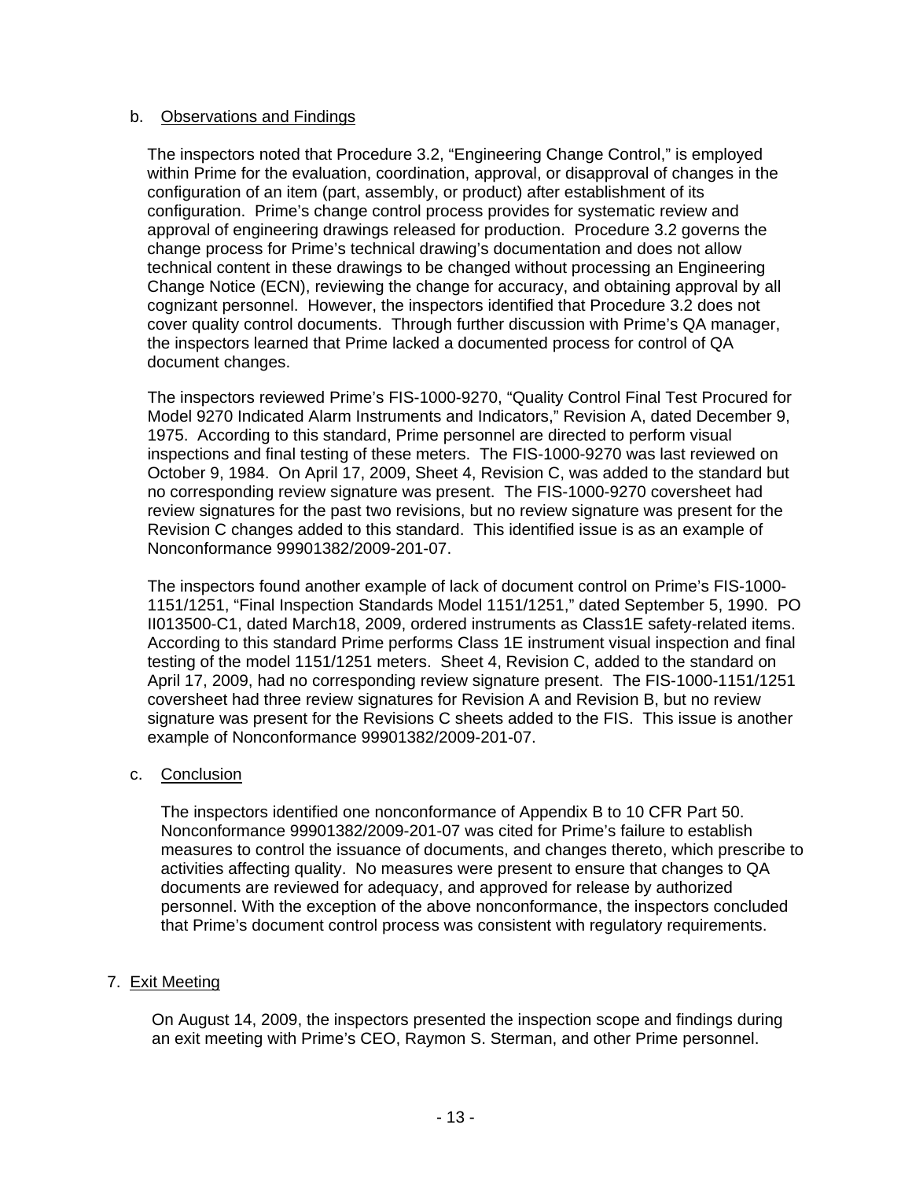b. Observations and Findings

The inspectors noted that Procedure 3.2, "Engineering Change Control," is employed within Prime for the evaluation, coordination, approval, or disapproval of changes in the configuration of an item (part, assembly, or product) after establishment of its configuration. Prime's change control process provides for systematic review and approval of engineering drawings released for production. Procedure 3.2 governs the change process for Prime's technical drawing's documentation and does not allow technical content in these drawings to be changed without processing an Engineering Change Notice (ECN), reviewing the change for accuracy, and obtaining approval by all cognizant personnel. However, the inspectors identified that Procedure 3.2 does not cover quality control documents. Through further discussion with Prime's QA manager, the inspectors learned that Prime lacked a documented process for control of QA document changes.

The inspectors reviewed Prime's FIS-1000-9270, "Quality Control Final Test Procured for Model 9270 Indicated Alarm Instruments and Indicators," Revision A, dated December 9, 1975. According to this standard, Prime personnel are directed to perform visual inspections and final testing of these meters. The FIS-1000-9270 was last reviewed on October 9, 1984. On April 17, 2009, Sheet 4, Revision C, was added to the standard but no corresponding review signature was present. The FIS-1000-9270 coversheet had review signatures for the past two revisions, but no review signature was present for the Revision C changes added to this standard. This identified issue is as an example of Nonconformance 99901382/2009-201-07.

The inspectors found another example of lack of document control on Prime's FIS-1000-1151/1251, "Final Inspection Standards Model 1151/1251," dated September 5, 1990. PO II013500-C1, dated March18, 2009, ordered instruments as Class1E safety-related items. According to this standard Prime performs Class 1E instrument visual inspection and final testing of the model 1151/1251 meters. Sheet 4, Revision C, added to the standard on April 17, 2009, had no corresponding review signature present. The FIS-1000-1151/1251 coversheet had three review signatures for Revision A and Revision B, but no review signature was present for the Revisions C sheets added to the FIS. This issue is another example of Nonconformance 99901382/2009-201-07.

c. Conclusion

The inspectors identified one nonconformance of Appendix B to 10 CFR Part 50. Nonconformance 99901382/2009-201-07 was cited for Prime's failure to establish measures to control the issuance of documents, and changes thereto, which prescribe to activities affecting quality. No measures were present to ensure that changes to QA documents are reviewed for adequacy, and approved for release by authorized personnel. With the exception of the above nonconformance, the inspectors concluded that Prime's document control process was consistent with regulatory requirements.

7. Exit Meeting

On August 14, 2009, the inspectors presented the inspection scope and findings during an exit meeting with Prime's CEO, Raymon S. Sterman, and other Prime personnel.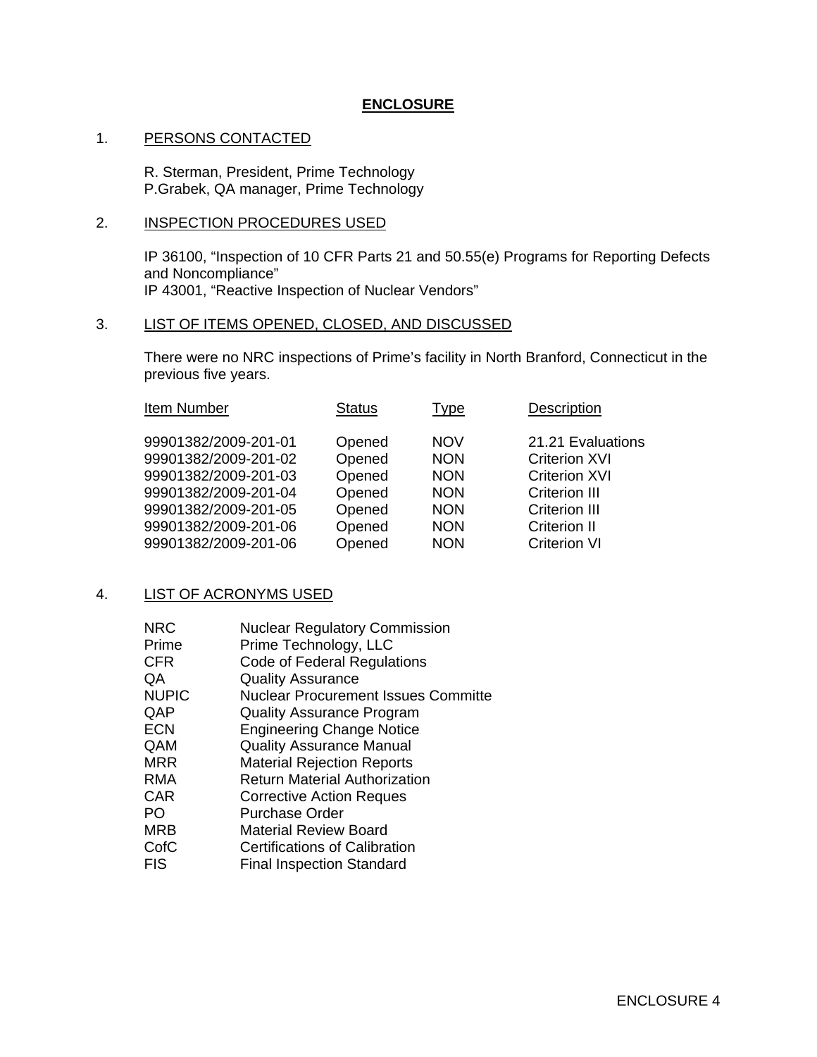# ENCLOSURE

## 1. PERSONS CONTACTED

R. Sterman, President, Prime Technology
P.Grabek, QA manager, Prime Technology

## 2. INSPECTION PROCEDURES USED

IP 36100, "Inspection of 10 CFR Parts 21 and 50.55(e) Programs for Reporting Defects and Noncompliance"
IP 43001, "Reactive Inspection of Nuclear Vendors"

## 3. LIST OF ITEMS OPENED, CLOSED, AND DISCUSSED

There were no NRC inspections of Prime's facility in North Branford, Connecticut in the previous five years.

| Item Number | Status | Type | Description |
|---|---|---|---|
| 99901382/2009-201-01 | Opened | NOV | 21.21 Evaluations |
| 99901382/2009-201-02 | Opened | NON | Criterion XVI |
| 99901382/2009-201-03 | Opened | NON | Criterion XVI |
| 99901382/2009-201-04 | Opened | NON | Criterion III |
| 99901382/2009-201-05 | Opened | NON | Criterion III |
| 99901382/2009-201-06 | Opened | NON | Criterion II |
| 99901382/2009-201-06 | Opened | NON | Criterion VI |

## 4. LIST OF ACRONYMS USED

| | |
|---|---|
| NRC | Nuclear Regulatory Commission |
| Prime | Prime Technology, LLC |
| CFR | Code of Federal Regulations |
| QA | Quality Assurance |
| NUPIC | Nuclear Procurement Issues Committe |
| QAP | Quality Assurance Program |
| ECN | Engineering Change Notice |
| QAM | Quality Assurance Manual |
| MRR | Material Rejection Reports |
| RMA | Return Material Authorization |
| CAR | Corrective Action Reques |
| PO | Purchase Order |
| MRB | Material Review Board |
| CofC | Certifications of Calibration |
| FIS | Final Inspection Standard |

ENCLOSURE 4